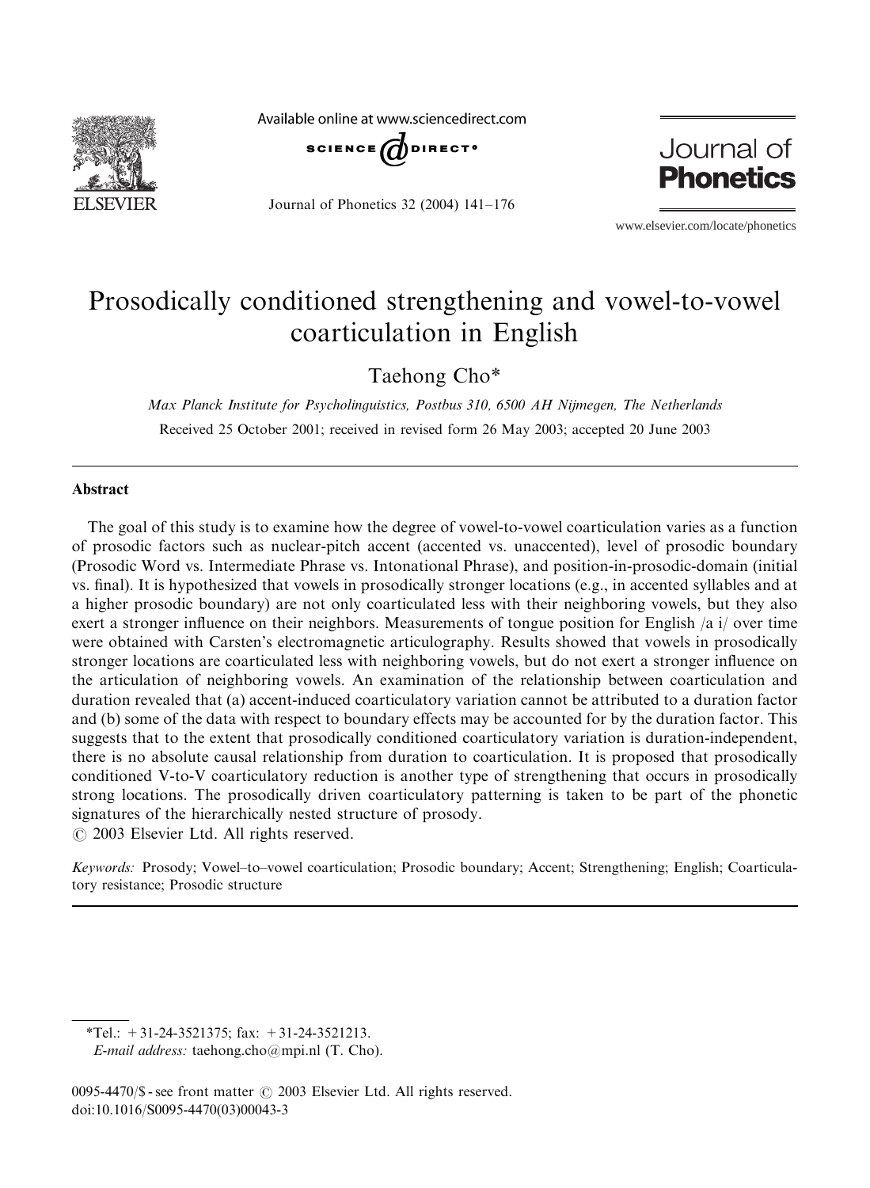# Prosodically conditioned strengthening and vowel-to-vowel coarticulation in English

Taehong Cho*

*Max Planck Institute for Psycholinguistics, Postbus 310, 6500 AH Nijmegen, The Netherlands*

Received 25 October 2001; received in revised form 26 May 2003; accepted 20 June 2003

## Abstract

The goal of this study is to examine how the degree of vowel-to-vowel coarticulation varies as a function of prosodic factors such as nuclear-pitch accent (accented vs. unaccented), level of prosodic boundary (Prosodic Word vs. Intermediate Phrase vs. Intonational Phrase), and position-in-prosodic-domain (initial vs. final). It is hypothesized that vowels in prosodically stronger locations (e.g., in accented syllables and at a higher prosodic boundary) are not only coarticulated less with their neighboring vowels, but they also exert a stronger influence on their neighbors. Measurements of tongue position for English /a i/ over time were obtained with Carsten's electromagnetic articulography. Results showed that vowels in prosodically stronger locations are coarticulated less with neighboring vowels, but do not exert a stronger influence on the articulation of neighboring vowels. An examination of the relationship between coarticulation and duration revealed that (a) accent-induced coarticulatory variation cannot be attributed to a duration factor and (b) some of the data with respect to boundary effects may be accounted for by the duration factor. This suggests that to the extent that prosodically conditioned coarticulatory variation is duration-independent, there is no absolute causal relationship from duration to coarticulation. It is proposed that prosodically conditioned V-to-V coarticulatory reduction is another type of strengthening that occurs in prosodically strong locations. The prosodically driven coarticulatory patterning is taken to be part of the phonetic signatures of the hierarchically nested structure of prosody.

© 2003 Elsevier Ltd. All rights reserved.

*Keywords:* Prosody; Vowel–to–vowel coarticulation; Prosodic boundary; Accent; Strengthening; English; Coarticulatory resistance; Prosodic structure

---

*Tel.: +31-24-3521375; fax: +31-24-3521213.
*E-mail address:* taehong.cho@mpi.nl (T. Cho).

0095-4470/$ - see front matter © 2003 Elsevier Ltd. All rights reserved.
doi:10.1016/S0095-4470(03)00043-3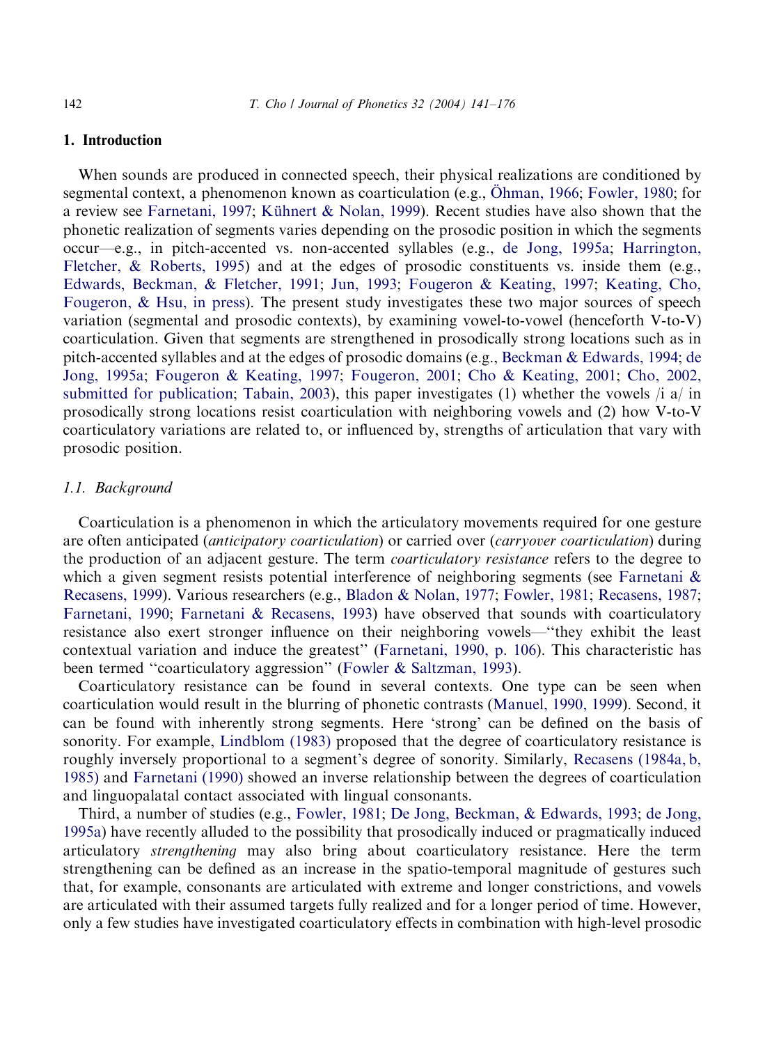## 1. Introduction

When sounds are produced in connected speech, their physical realizations are conditioned by segmental context, a phenomenon known as coarticulation (e.g., Öhman, 1966; Fowler, 1980; for a review see Farnetani, 1997; Kühnert & Nolan, 1999). Recent studies have also shown that the phonetic realization of segments varies depending on the prosodic position in which the segments occur—e.g., in pitch-accented vs. non-accented syllables (e.g., de Jong, 1995a; Harrington, Fletcher, & Roberts, 1995) and at the edges of prosodic constituents vs. inside them (e.g., Edwards, Beckman, & Fletcher, 1991; Jun, 1993; Fougeron & Keating, 1997; Keating, Cho, Fougeron, & Hsu, in press). The present study investigates these two major sources of speech variation (segmental and prosodic contexts), by examining vowel-to-vowel (henceforth V-to-V) coarticulation. Given that segments are strengthened in prosodically strong locations such as in pitch-accented syllables and at the edges of prosodic domains (e.g., Beckman & Edwards, 1994; de Jong, 1995a; Fougeron & Keating, 1997; Fougeron, 2001; Cho & Keating, 2001; Cho, 2002, submitted for publication; Tabain, 2003), this paper investigates (1) whether the vowels /i a/ in prosodically strong locations resist coarticulation with neighboring vowels and (2) how V-to-V coarticulatory variations are related to, or influenced by, strengths of articulation that vary with prosodic position.

### 1.1. Background

Coarticulation is a phenomenon in which the articulatory movements required for one gesture are often anticipated (*anticipatory coarticulation*) or carried over (*carryover coarticulation*) during the production of an adjacent gesture. The term *coarticulatory resistance* refers to the degree to which a given segment resists potential interference of neighboring segments (see Farnetani & Recasens, 1999). Various researchers (e.g., Bladon & Nolan, 1977; Fowler, 1981; Recasens, 1987; Farnetani, 1990; Farnetani & Recasens, 1993) have observed that sounds with coarticulatory resistance also exert stronger influence on their neighboring vowels—"they exhibit the least contextual variation and induce the greatest" (Farnetani, 1990, p. 106). This characteristic has been termed "coarticulatory aggression" (Fowler & Saltzman, 1993).

Coarticulatory resistance can be found in several contexts. One type can be seen when coarticulation would result in the blurring of phonetic contrasts (Manuel, 1990, 1999). Second, it can be found with inherently strong segments. Here 'strong' can be defined on the basis of sonority. For example, Lindblom (1983) proposed that the degree of coarticulatory resistance is roughly inversely proportional to a segment's degree of sonority. Similarly, Recasens (1984a, b, 1985) and Farnetani (1990) showed an inverse relationship between the degrees of coarticulation and linguopalatal contact associated with lingual consonants.

Third, a number of studies (e.g., Fowler, 1981; De Jong, Beckman, & Edwards, 1993; de Jong, 1995a) have recently alluded to the possibility that prosodically induced or pragmatically induced articulatory *strengthening* may also bring about coarticulatory resistance. Here the term strengthening can be defined as an increase in the spatio-temporal magnitude of gestures such that, for example, consonants are articulated with extreme and longer constrictions, and vowels are articulated with their assumed targets fully realized and for a longer period of time. However, only a few studies have investigated coarticulatory effects in combination with high-level prosodic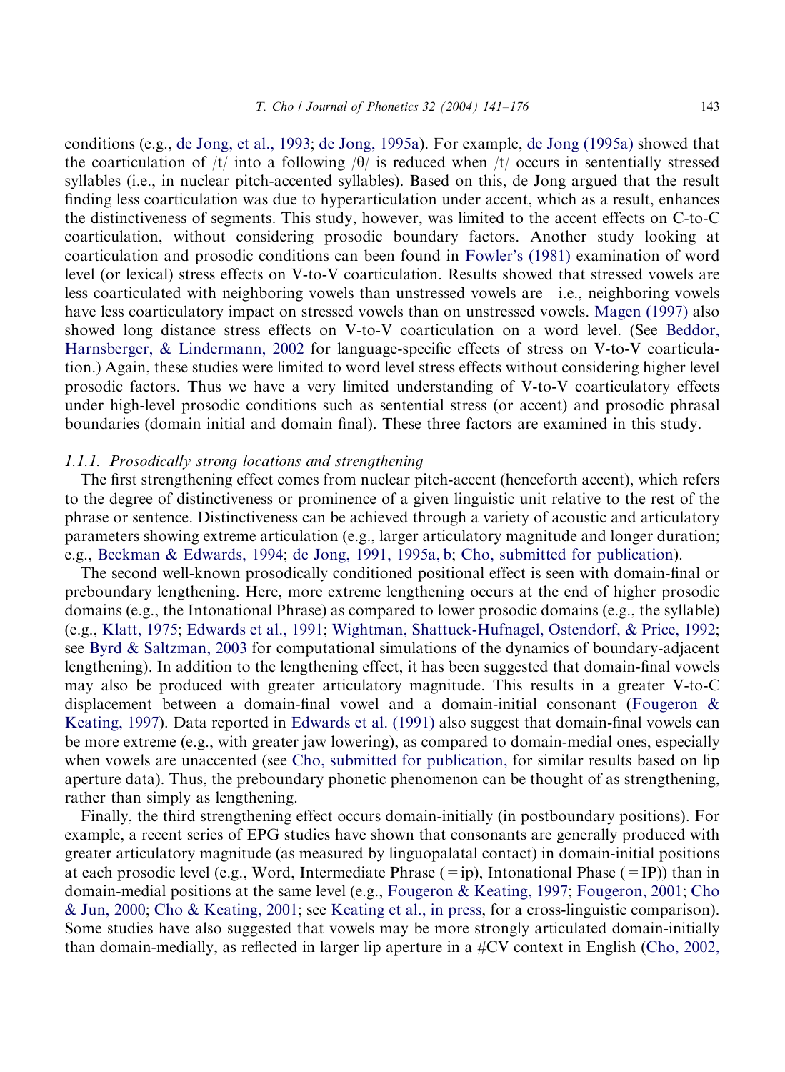conditions (e.g., de Jong, et al., 1993; de Jong, 1995a). For example, de Jong (1995a) showed that the coarticulation of /t/ into a following /θ/ is reduced when /t/ occurs in sententially stressed syllables (i.e., in nuclear pitch-accented syllables). Based on this, de Jong argued that the result finding less coarticulation was due to hyperarticulation under accent, which as a result, enhances the distinctiveness of segments. This study, however, was limited to the accent effects on C-to-C coarticulation, without considering prosodic boundary factors. Another study looking at coarticulation and prosodic conditions can been found in Fowler's (1981) examination of word level (or lexical) stress effects on V-to-V coarticulation. Results showed that stressed vowels are less coarticulated with neighboring vowels than unstressed vowels are—i.e., neighboring vowels have less coarticulatory impact on stressed vowels than on unstressed vowels. Magen (1997) also showed long distance stress effects on V-to-V coarticulation on a word level. (See Beddor, Harnsberger, & Lindermann, 2002 for language-specific effects of stress on V-to-V coarticulation.) Again, these studies were limited to word level stress effects without considering higher level prosodic factors. Thus we have a very limited understanding of V-to-V coarticulatory effects under high-level prosodic conditions such as sentential stress (or accent) and prosodic phrasal boundaries (domain initial and domain final). These three factors are examined in this study.

#### 1.1.1. Prosodically strong locations and strengthening

The first strengthening effect comes from nuclear pitch-accent (henceforth accent), which refers to the degree of distinctiveness or prominence of a given linguistic unit relative to the rest of the phrase or sentence. Distinctiveness can be achieved through a variety of acoustic and articulatory parameters showing extreme articulation (e.g., larger articulatory magnitude and longer duration; e.g., Beckman & Edwards, 1994; de Jong, 1991, 1995a, b; Cho, submitted for publication).

The second well-known prosodically conditioned positional effect is seen with domain-final or preboundary lengthening. Here, more extreme lengthening occurs at the end of higher prosodic domains (e.g., the Intonational Phrase) as compared to lower prosodic domains (e.g., the syllable) (e.g., Klatt, 1975; Edwards et al., 1991; Wightman, Shattuck-Hufnagel, Ostendorf, & Price, 1992; see Byrd & Saltzman, 2003 for computational simulations of the dynamics of boundary-adjacent lengthening). In addition to the lengthening effect, it has been suggested that domain-final vowels may also be produced with greater articulatory magnitude. This results in a greater V-to-C displacement between a domain-final vowel and a domain-initial consonant (Fougeron & Keating, 1997). Data reported in Edwards et al. (1991) also suggest that domain-final vowels can be more extreme (e.g., with greater jaw lowering), as compared to domain-medial ones, especially when vowels are unaccented (see Cho, submitted for publication, for similar results based on lip aperture data). Thus, the preboundary phonetic phenomenon can be thought of as strengthening, rather than simply as lengthening.

Finally, the third strengthening effect occurs domain-initially (in postboundary positions). For example, a recent series of EPG studies have shown that consonants are generally produced with greater articulatory magnitude (as measured by linguopalatal contact) in domain-initial positions at each prosodic level (e.g., Word, Intermediate Phrase (= ip), Intonational Phase (= IP)) than in domain-medial positions at the same level (e.g., Fougeron & Keating, 1997; Fougeron, 2001; Cho & Jun, 2000; Cho & Keating, 2001; see Keating et al., in press, for a cross-linguistic comparison). Some studies have also suggested that vowels may be more strongly articulated domain-initially than domain-medially, as reflected in larger lip aperture in a #CV context in English (Cho, 2002,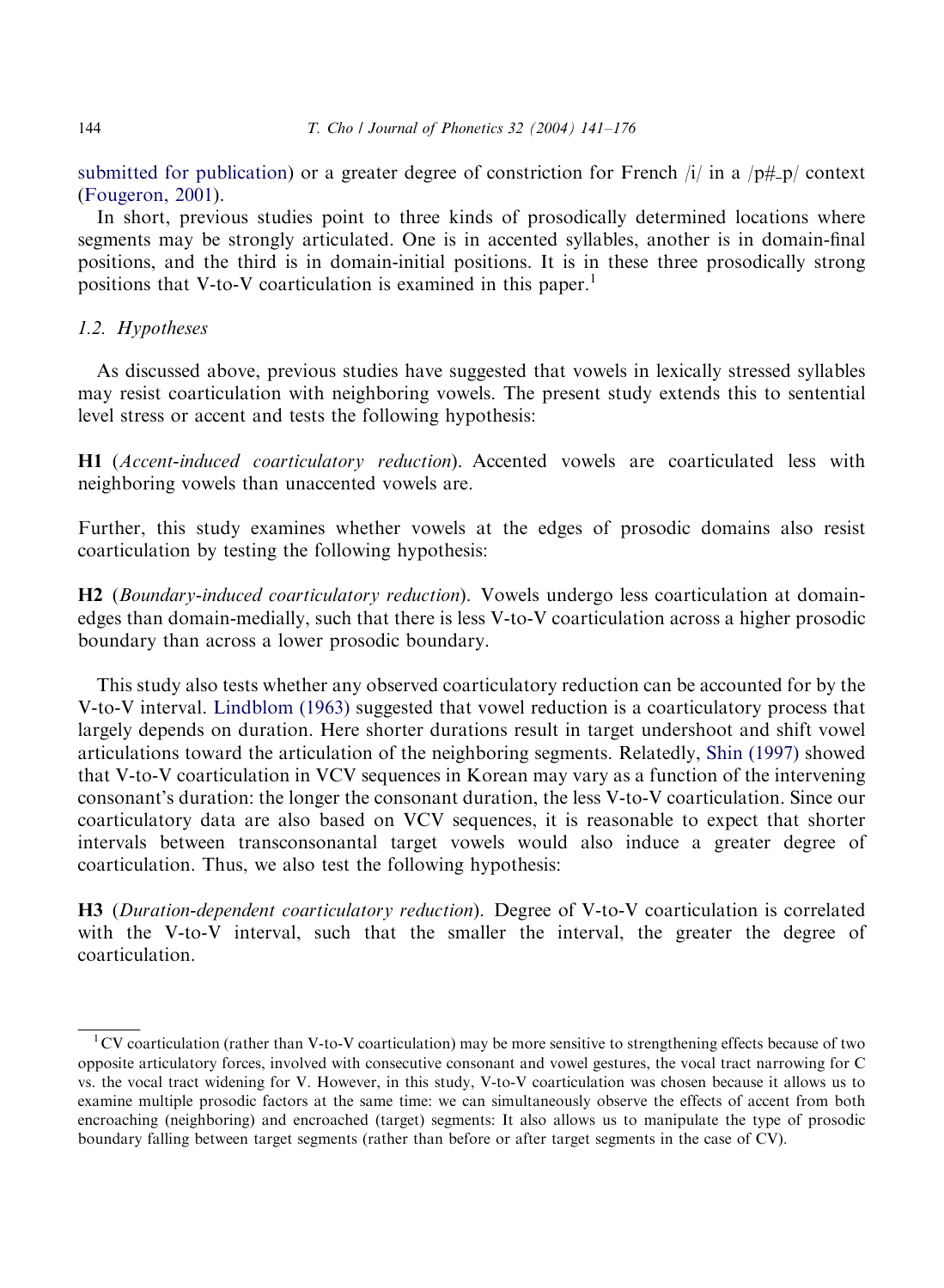submitted for publication) or a greater degree of constriction for French /i/ in a /p#_p/ context (Fougeron, 2001).

In short, previous studies point to three kinds of prosodically determined locations where segments may be strongly articulated. One is in accented syllables, another is in domain-final positions, and the third is in domain-initial positions. It is in these three prosodically strong positions that V-to-V coarticulation is examined in this paper.[1]

### 1.2. Hypotheses

As discussed above, previous studies have suggested that vowels in lexically stressed syllables may resist coarticulation with neighboring vowels. The present study extends this to sentential level stress or accent and tests the following hypothesis:

**H1** (*Accent-induced coarticulatory reduction*). Accented vowels are coarticulated less with neighboring vowels than unaccented vowels are.

Further, this study examines whether vowels at the edges of prosodic domains also resist coarticulation by testing the following hypothesis:

**H2** (*Boundary-induced coarticulatory reduction*). Vowels undergo less coarticulation at domain-edges than domain-medially, such that there is less V-to-V coarticulation across a higher prosodic boundary than across a lower prosodic boundary.

This study also tests whether any observed coarticulatory reduction can be accounted for by the V-to-V interval. Lindblom (1963) suggested that vowel reduction is a coarticulatory process that largely depends on duration. Here shorter durations result in target undershoot and shift vowel articulations toward the articulation of the neighboring segments. Relatedly, Shin (1997) showed that V-to-V coarticulation in VCV sequences in Korean may vary as a function of the intervening consonant's duration: the longer the consonant duration, the less V-to-V coarticulation. Since our coarticulatory data are also based on VCV sequences, it is reasonable to expect that shorter intervals between transconsonantal target vowels would also induce a greater degree of coarticulation. Thus, we also test the following hypothesis:

**H3** (*Duration-dependent coarticulatory reduction*). Degree of V-to-V coarticulation is correlated with the V-to-V interval, such that the smaller the interval, the greater the degree of coarticulation.

---

[1] CV coarticulation (rather than V-to-V coarticulation) may be more sensitive to strengthening effects because of two opposite articulatory forces, involved with consecutive consonant and vowel gestures, the vocal tract narrowing for C vs. the vocal tract widening for V. However, in this study, V-to-V coarticulation was chosen because it allows us to examine multiple prosodic factors at the same time: we can simultaneously observe the effects of accent from both encroaching (neighboring) and encroached (target) segments: It also allows us to manipulate the type of prosodic boundary falling between target segments (rather than before or after target segments in the case of CV).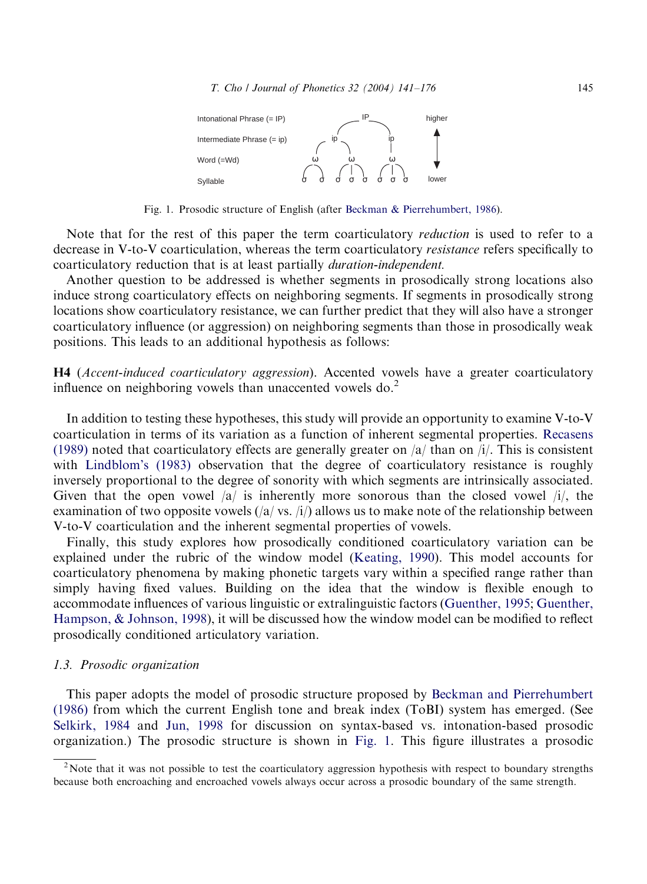Intonational Phrase (= IP)

Intermediate Phrase (= ip)

Word (=Wd)

Syllable

IP

ip

ip

ω

ω

ω

σ σ σ σ σ σ σ σ

higher

lower

Fig. 1. Prosodic structure of English (after Beckman & Pierrehumbert, 1986).

Note that for the rest of this paper the term coarticulatory *reduction* is used to refer to a decrease in V-to-V coarticulation, whereas the term coarticulatory *resistance* refers specifically to coarticulatory reduction that is at least partially *duration-independent.*

Another question to be addressed is whether segments in prosodically strong locations also induce strong coarticulatory effects on neighboring segments. If segments in prosodically strong locations show coarticulatory resistance, we can further predict that they will also have a stronger coarticulatory influence (or aggression) on neighboring segments than those in prosodically weak positions. This leads to an additional hypothesis as follows:

**H4** (*Accent-induced coarticulatory aggression*). Accented vowels have a greater coarticulatory influence on neighboring vowels than unaccented vowels do.[2]

In addition to testing these hypotheses, this study will provide an opportunity to examine V-to-V coarticulation in terms of its variation as a function of inherent segmental properties. Recasens (1989) noted that coarticulatory effects are generally greater on /a/ than on /i/. This is consistent with Lindblom's (1983) observation that the degree of coarticulatory resistance is roughly inversely proportional to the degree of sonority with which segments are intrinsically associated. Given that the open vowel /a/ is inherently more sonorous than the closed vowel /i/, the examination of two opposite vowels (/a/ vs. /i/) allows us to make note of the relationship between V-to-V coarticulation and the inherent segmental properties of vowels.

Finally, this study explores how prosodically conditioned coarticulatory variation can be explained under the rubric of the window model (Keating, 1990). This model accounts for coarticulatory phenomena by making phonetic targets vary within a specified range rather than simply having fixed values. Building on the idea that the window is flexible enough to accommodate influences of various linguistic or extralinguistic factors (Guenther, 1995; Guenther, Hampson, & Johnson, 1998), it will be discussed how the window model can be modified to reflect prosodically conditioned articulatory variation.

### *1.3. Prosodic organization*

This paper adopts the model of prosodic structure proposed by Beckman and Pierrehumbert (1986) from which the current English tone and break index (ToBI) system has emerged. (See Selkirk, 1984 and Jun, 1998 for discussion on syntax-based vs. intonation-based prosodic organization.) The prosodic structure is shown in Fig. 1. This figure illustrates a prosodic

[2] Note that it was not possible to test the coarticulatory aggression hypothesis with respect to boundary strengths because both encroaching and encroached vowels always occur across a prosodic boundary of the same strength.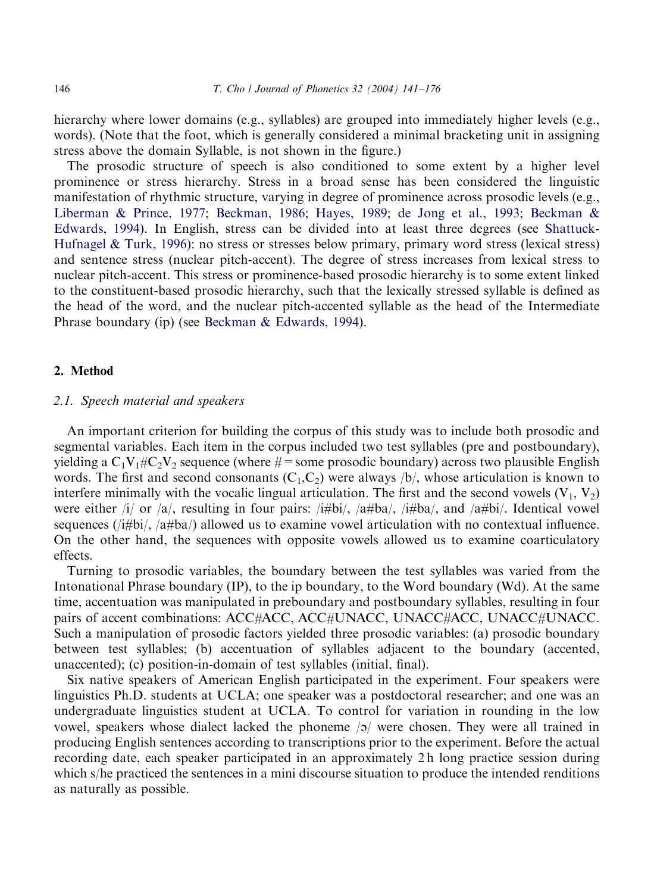hierarchy where lower domains (e.g., syllables) are grouped into immediately higher levels (e.g., words). (Note that the foot, which is generally considered a minimal bracketing unit in assigning stress above the domain Syllable, is not shown in the figure.)

The prosodic structure of speech is also conditioned to some extent by a higher level prominence or stress hierarchy. Stress in a broad sense has been considered the linguistic manifestation of rhythmic structure, varying in degree of prominence across prosodic levels (e.g., Liberman & Prince, 1977; Beckman, 1986; Hayes, 1989; de Jong et al., 1993; Beckman & Edwards, 1994). In English, stress can be divided into at least three degrees (see Shattuck-Hufnagel & Turk, 1996): no stress or stresses below primary, primary word stress (lexical stress) and sentence stress (nuclear pitch-accent). The degree of stress increases from lexical stress to nuclear pitch-accent. This stress or prominence-based prosodic hierarchy is to some extent linked to the constituent-based prosodic hierarchy, such that the lexically stressed syllable is defined as the head of the word, and the nuclear pitch-accented syllable as the head of the Intermediate Phrase boundary (ip) (see Beckman & Edwards, 1994).

## 2. Method

### 2.1. Speech material and speakers

An important criterion for building the corpus of this study was to include both prosodic and segmental variables. Each item in the corpus included two test syllables (pre and postboundary), yielding a $C_1V_1\#C_2V_2$ sequence (where # = some prosodic boundary) across two plausible English words. The first and second consonants ($C_1$,$C_2$) were always /b/, whose articulation is known to interfere minimally with the vocalic lingual articulation. The first and the second vowels ($V_1$, $V_2$) were either /i/ or /a/, resulting in four pairs: /i#bi/, /a#ba/, /i#ba/, and /a#bi/. Identical vowel sequences (/i#bi/, /a#ba/) allowed us to examine vowel articulation with no contextual influence. On the other hand, the sequences with opposite vowels allowed us to examine coarticulatory effects.

Turning to prosodic variables, the boundary between the test syllables was varied from the Intonational Phrase boundary (IP), to the ip boundary, to the Word boundary (Wd). At the same time, accentuation was manipulated in preboundary and postboundary syllables, resulting in four pairs of accent combinations: ACC#ACC, ACC#UNACC, UNACC#ACC, UNACC#UNACC. Such a manipulation of prosodic factors yielded three prosodic variables: (a) prosodic boundary between test syllables; (b) accentuation of syllables adjacent to the boundary (accented, unaccented); (c) position-in-domain of test syllables (initial, final).

Six native speakers of American English participated in the experiment. Four speakers were linguistics Ph.D. students at UCLA; one speaker was a postdoctoral researcher; and one was an undergraduate linguistics student at UCLA. To control for variation in rounding in the low vowel, speakers whose dialect lacked the phoneme /ɔ/ were chosen. They were all trained in producing English sentences according to transcriptions prior to the experiment. Before the actual recording date, each speaker participated in an approximately 2 h long practice session during which s/he practiced the sentences in a mini discourse situation to produce the intended renditions as naturally as possible.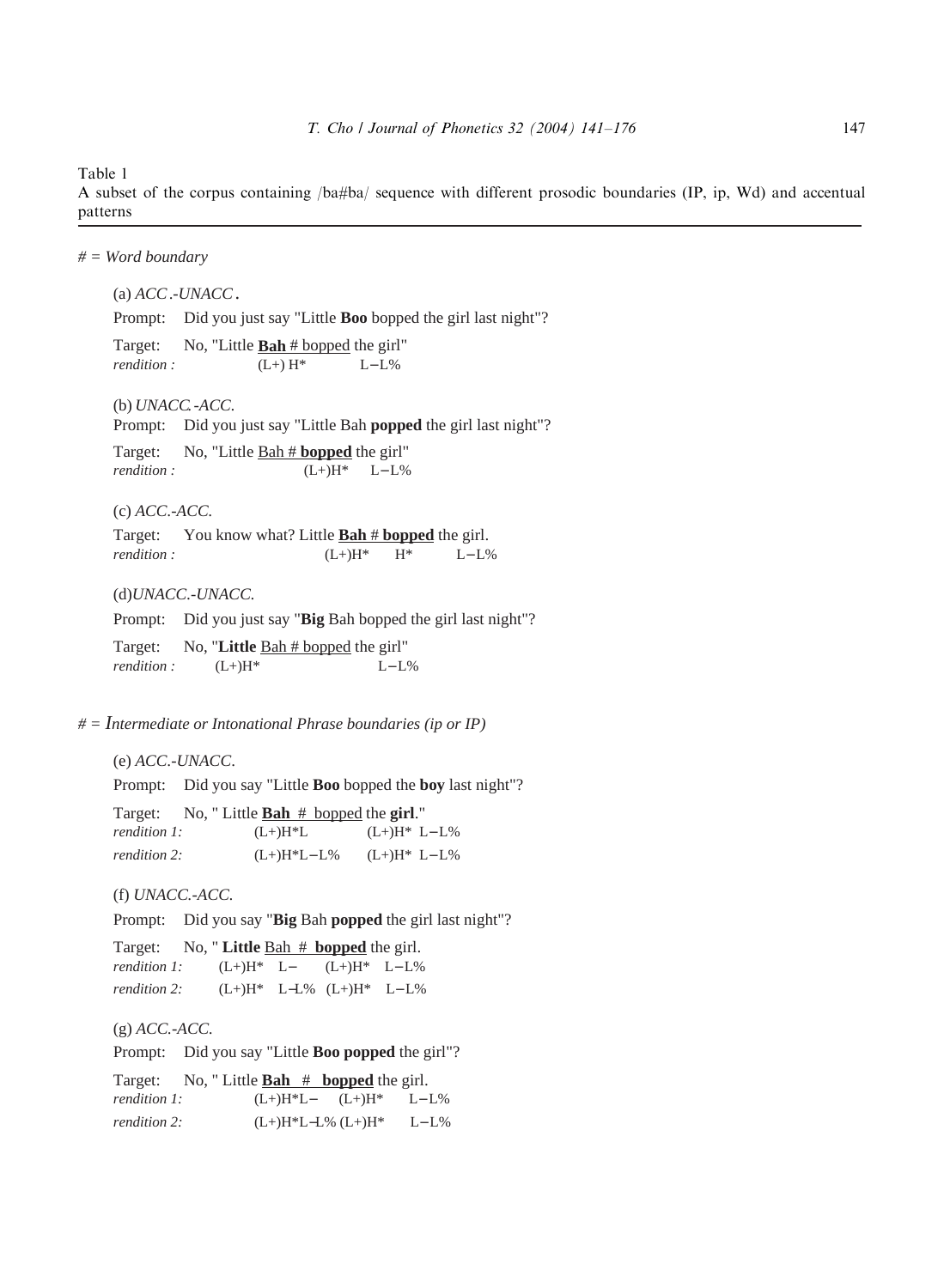Table 1

A subset of the corpus containing /ba#ba/ sequence with different prosodic boundaries (IP, ip, Wd) and accentual patterns

*# = Word boundary*

(a) *ACC.-UNACC.*

Prompt: Did you just say "Little **Boo** bopped the girl last night"?

Target: No, "Little **<u>Bah</u>** <u># bopped</u> the girl"
*rendition :* (L+) H* L−L%

(b) *UNACC.-ACC.*

Prompt: Did you just say "Little Bah **popped** the girl last night"?

Target: No, "Little <u>Bah #</u> **<u>bopped</u>** the girl"
*rendition :* (L+)H* L−L%

(c) *ACC.-ACC.*

Target: You know what? Little **<u>Bah</u>** <u>#</u> **<u>bopped</u>** the girl.
*rendition :* (L+)H* H* L−L%

(d) *UNACC.-UNACC.*

Prompt: Did you just say "**Big** Bah bopped the girl last night"?

Target: No, "**Little** <u>Bah # bopped</u> the girl"
*rendition :* (L+)H* L−L%

*# = Intermediate or Intonational Phrase boundaries (ip or IP)*

(e) *ACC.-UNACC.*

Prompt: Did you say "Little **Boo** bopped the **boy** last night"?

Target: No, " Little **<u>Bah</u>** <u># bopped</u> the **girl**."
*rendition 1:* (L+)H*L (L+)H* L−L%
*rendition 2:* (L+)H*L−L% (L+)H* L−L%

(f) *UNACC.-ACC.*

Prompt: Did you say "**Big** Bah **popped** the girl last night"?

Target: No, " **Little** <u>Bah #</u> **<u>bopped</u>** the girl.
*rendition 1:* (L+)H* L− (L+)H* L−L%
*rendition 2:* (L+)H* L−L% (L+)H* L−L%

(g) *ACC.-ACC.*

Prompt: Did you say "Little **Boo popped** the girl"?

Target: No, " Little **<u>Bah</u>** <u>#</u> **<u>bopped</u>** the girl.
*rendition 1:* (L+)H*L− (L+)H* L−L%
*rendition 2:* (L+)H*L−L% (L+)H* L−L%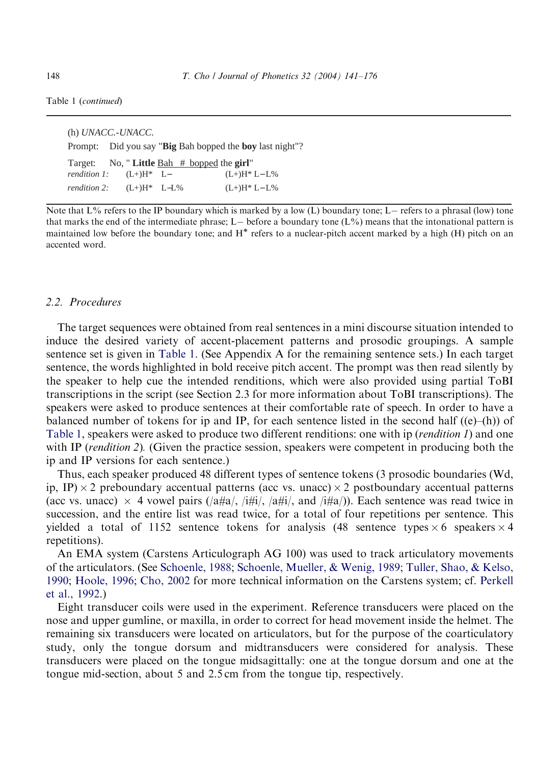Table 1 (*continued*)

(h) *UNACC.-UNACC.*

Prompt: Did you say "**Big** Bah bopped the **boy** last night"?

| | | |
|---|---|---|
| Target: | No, " **Little** <u>Bah # bopped</u> the **girl**" | |
| *rendition 1:* | (L+)H* L− | (L+)H* L−L% |
| *rendition 2:* | (L+)H* L−L% | (L+)H* L−L% |

Note that L% refers to the IP boundary which is marked by a low (L) boundary tone; L− refers to a phrasal (low) tone that marks the end of the intermediate phrase; L− before a boundary tone (L%) means that the intonational pattern is maintained low before the boundary tone; and H* refers to a nuclear-pitch accent marked by a high (H) pitch on an accented word.

### 2.2. Procedures

The target sequences were obtained from real sentences in a mini discourse situation intended to induce the desired variety of accent-placement patterns and prosodic groupings. A sample sentence set is given in Table 1. (See Appendix A for the remaining sentence sets.) In each target sentence, the words highlighted in bold receive pitch accent. The prompt was then read silently by the speaker to help cue the intended renditions, which were also provided using partial ToBI transcriptions in the script (see Section 2.3 for more information about ToBI transcriptions). The speakers were asked to produce sentences at their comfortable rate of speech. In order to have a balanced number of tokens for ip and IP, for each sentence listed in the second half ((e)–(h)) of Table 1, speakers were asked to produce two different renditions: one with ip (*rendition 1*) and one with IP (*rendition 2*). (Given the practice session, speakers were competent in producing both the ip and IP versions for each sentence.)

Thus, each speaker produced 48 different types of sentence tokens (3 prosodic boundaries (Wd, ip, IP) × 2 preboundary accentual patterns (acc vs. unacc) × 2 postboundary accentual patterns (acc vs. unacc) × 4 vowel pairs (/a#a/, /i#i/, /a#i/, and /i#a/)). Each sentence was read twice in succession, and the entire list was read twice, for a total of four repetitions per sentence. This yielded a total of 1152 sentence tokens for analysis (48 sentence types × 6 speakers × 4 repetitions).

An EMA system (Carstens Articulograph AG 100) was used to track articulatory movements of the articulators. (See Schoenle, 1988; Schoenle, Mueller, & Wenig, 1989; Tuller, Shao, & Kelso, 1990; Hoole, 1996; Cho, 2002 for more technical information on the Carstens system; cf. Perkell et al., 1992.)

Eight transducer coils were used in the experiment. Reference transducers were placed on the nose and upper gumline, or maxilla, in order to correct for head movement inside the helmet. The remaining six transducers were located on articulators, but for the purpose of the coarticulatory study, only the tongue dorsum and midtransducers were considered for analysis. These transducers were placed on the tongue midsagittally: one at the tongue dorsum and one at the tongue mid-section, about 5 and 2.5 cm from the tongue tip, respectively.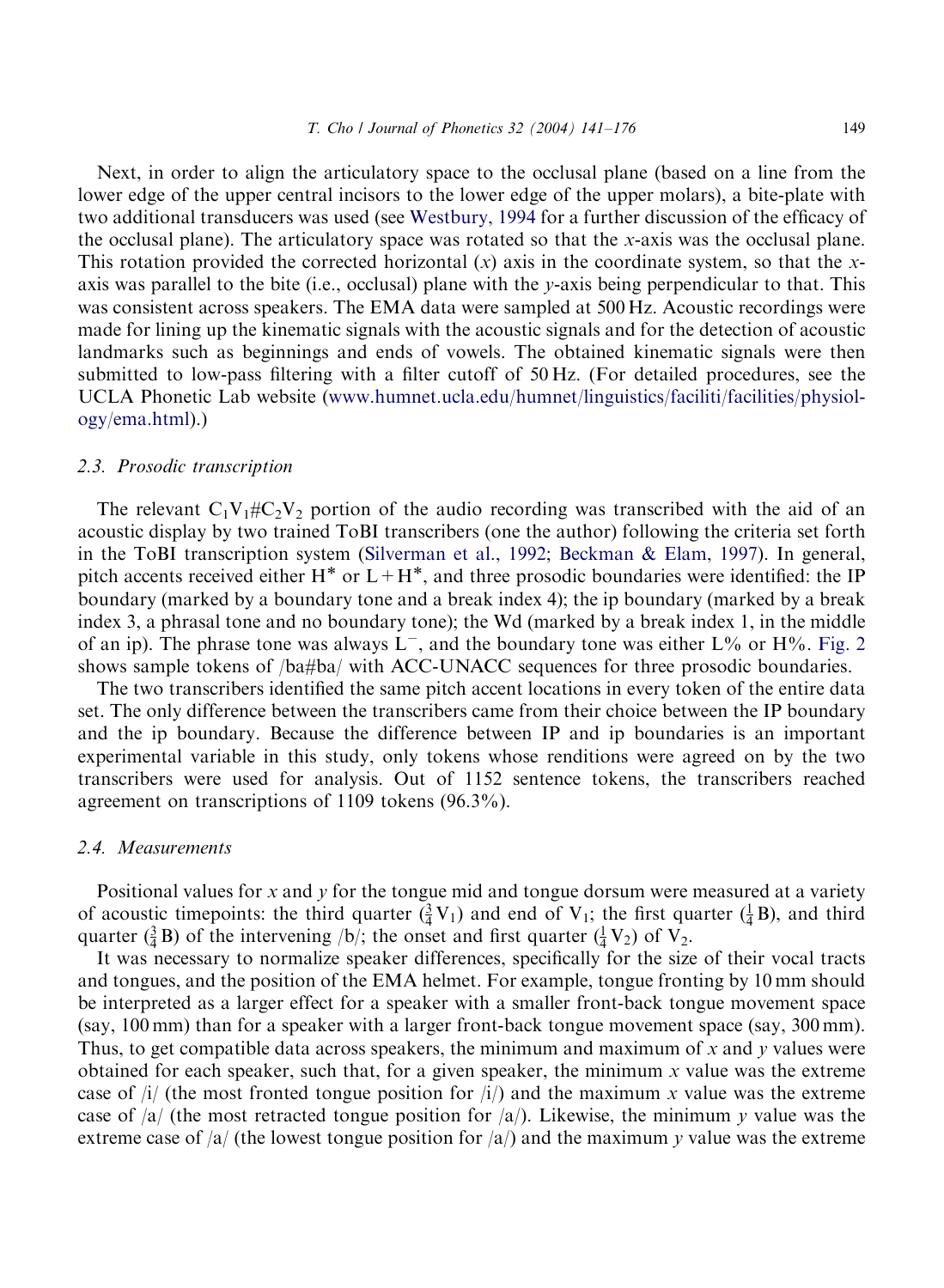Next, in order to align the articulatory space to the occlusal plane (based on a line from the lower edge of the upper central incisors to the lower edge of the upper molars), a bite-plate with two additional transducers was used (see Westbury, 1994 for a further discussion of the efficacy of the occlusal plane). The articulatory space was rotated so that the $x$-axis was the occlusal plane. This rotation provided the corrected horizontal ($x$) axis in the coordinate system, so that the $x$-axis was parallel to the bite (i.e., occlusal) plane with the $y$-axis being perpendicular to that. This was consistent across speakers. The EMA data were sampled at 500 Hz. Acoustic recordings were made for lining up the kinematic signals with the acoustic signals and for the detection of acoustic landmarks such as beginnings and ends of vowels. The obtained kinematic signals were then submitted to low-pass filtering with a filter cutoff of 50 Hz. (For detailed procedures, see the UCLA Phonetic Lab website (www.humnet.ucla.edu/humnet/linguistics/faciliti/facilities/physiology/ema.html).)

### 2.3. Prosodic transcription

The relevant $C_1V_1\#C_2V_2$ portion of the audio recording was transcribed with the aid of an acoustic display by two trained ToBI transcribers (one the author) following the criteria set forth in the ToBI transcription system (Silverman et al., 1992; Beckman & Elam, 1997). In general, pitch accents received either $H^*$ or $L+H^*$, and three prosodic boundaries were identified: the IP boundary (marked by a boundary tone and a break index 4); the ip boundary (marked by a break index 3, a phrasal tone and no boundary tone); the Wd (marked by a break index 1, in the middle of an ip). The phrase tone was always $L^-$, and the boundary tone was either L% or H%. Fig. 2 shows sample tokens of /ba#ba/ with ACC-UNACC sequences for three prosodic boundaries.

The two transcribers identified the same pitch accent locations in every token of the entire data set. The only difference between the transcribers came from their choice between the IP boundary and the ip boundary. Because the difference between IP and ip boundaries is an important experimental variable in this study, only tokens whose renditions were agreed on by the two transcribers were used for analysis. Out of 1152 sentence tokens, the transcribers reached agreement on transcriptions of 1109 tokens (96.3%).

### 2.4. Measurements

Positional values for $x$ and $y$ for the tongue mid and tongue dorsum were measured at a variety of acoustic timepoints: the third quarter ($\frac{3}{4}V_1$) and end of $V_1$; the first quarter ($\frac{1}{4}B$), and third quarter ($\frac{3}{4}B$) of the intervening /b/; the onset and first quarter ($\frac{1}{4}V_2$) of $V_2$.

It was necessary to normalize speaker differences, specifically for the size of their vocal tracts and tongues, and the position of the EMA helmet. For example, tongue fronting by 10 mm should be interpreted as a larger effect for a speaker with a smaller front-back tongue movement space (say, 100 mm) than for a speaker with a larger front-back tongue movement space (say, 300 mm). Thus, to get compatible data across speakers, the minimum and maximum of $x$ and $y$ values were obtained for each speaker, such that, for a given speaker, the minimum $x$ value was the extreme case of /i/ (the most fronted tongue position for /i/) and the maximum $x$ value was the extreme case of /a/ (the most retracted tongue position for /a/). Likewise, the minimum $y$ value was the extreme case of /a/ (the lowest tongue position for /a/) and the maximum $y$ value was the extreme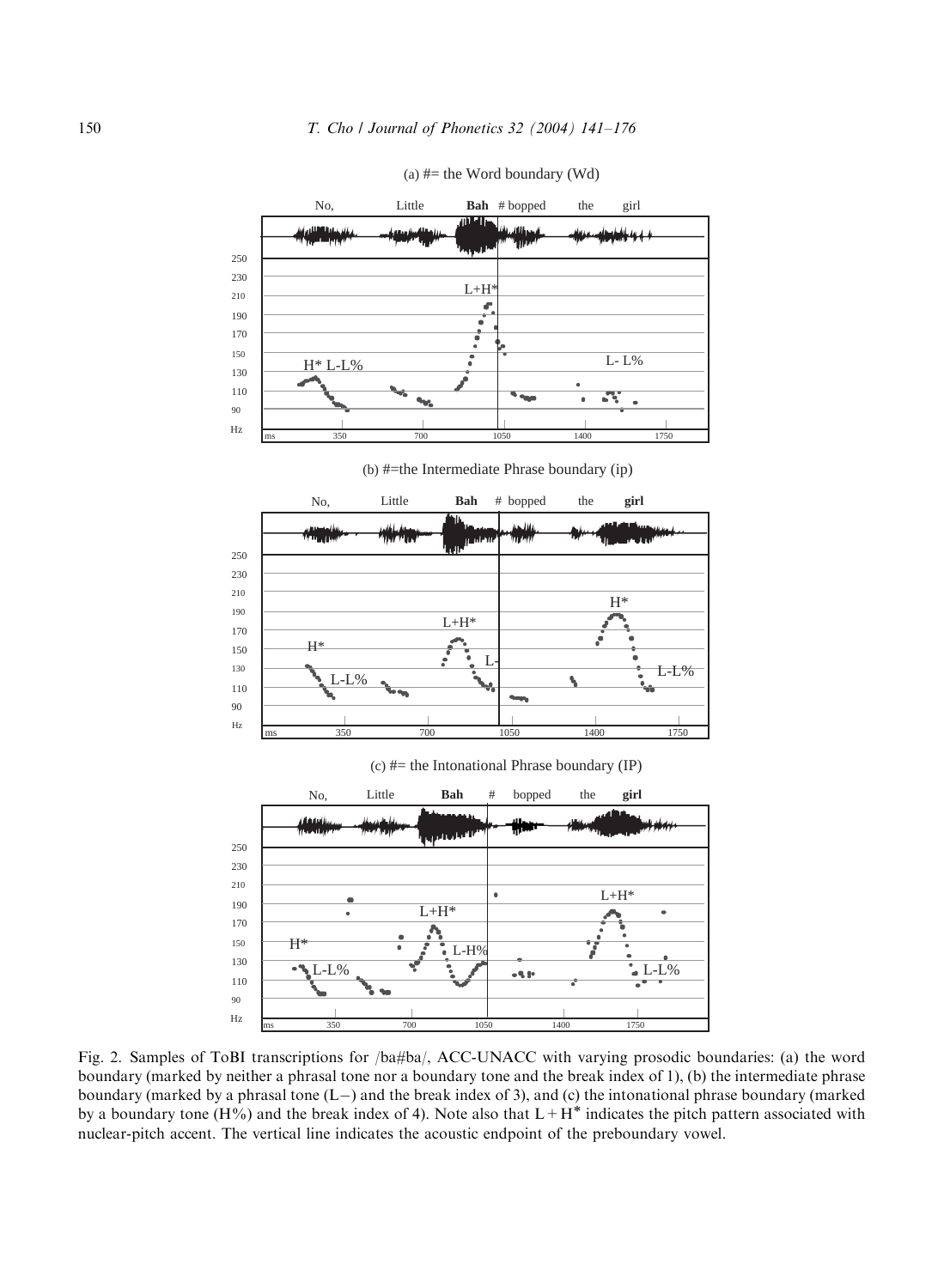(a) #= the Word boundary (Wd)

No, Little **Bah** # bopped the girl

L+H*

H* L-L%

L- L%

250
230
210
190
170
150
130
110
90
Hz

ms 350 700 1050 1400 1750

(b) #=the Intermediate Phrase boundary (ip)

No, Little **Bah** # bopped the **girl**

H*

L+H*

H*

L-

L-L%

L-L%

250
230
210
190
170
150
130
110
90
Hz

ms 350 700 1050 1400 1750

(c) #= the Intonational Phrase boundary (IP)

No, Little **Bah** # bopped the **girl**

L+H*

L+H*

H*

L-H%

L-L%

L-L%

250
230
210
190
170
150
130
110
90
Hz

ms 350 700 1050 1400 1750

Fig. 2. Samples of ToBI transcriptions for /ba#ba/, ACC-UNACC with varying prosodic boundaries: (a) the word boundary (marked by neither a phrasal tone nor a boundary tone and the break index of 1), (b) the intermediate phrase boundary (marked by a phrasal tone (L−) and the break index of 3), and (c) the intonational phrase boundary (marked by a boundary tone (H%) and the break index of 4). Note also that L + H* indicates the pitch pattern associated with nuclear-pitch accent. The vertical line indicates the acoustic endpoint of the preboundary vowel.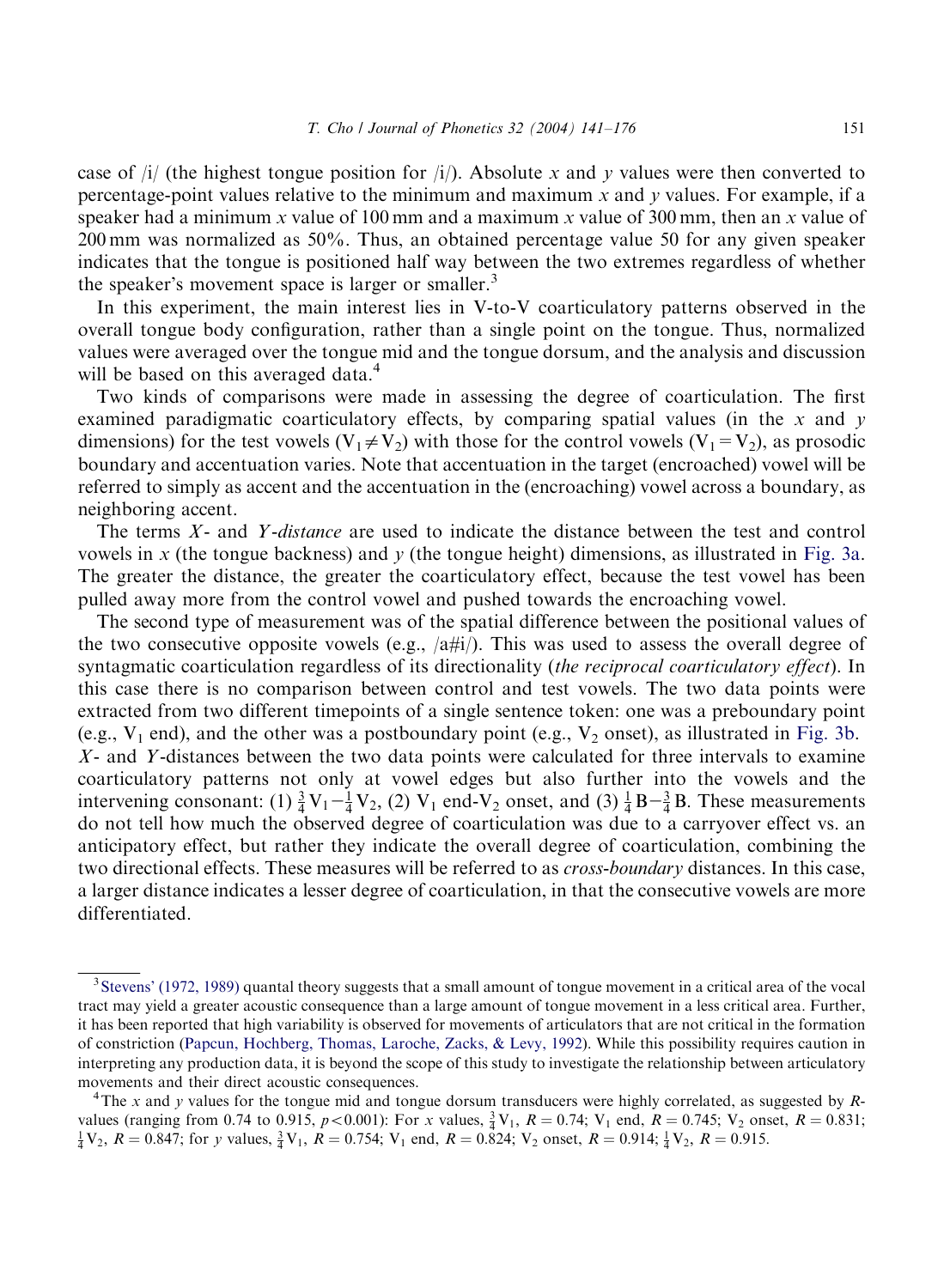case of /i/ (the highest tongue position for /i/). Absolute $x$ and $y$ values were then converted to percentage-point values relative to the minimum and maximum $x$ and $y$ values. For example, if a speaker had a minimum $x$ value of 100 mm and a maximum $x$ value of 300 mm, then an $x$ value of 200 mm was normalized as 50%. Thus, an obtained percentage value 50 for any given speaker indicates that the tongue is positioned half way between the two extremes regardless of whether the speaker's movement space is larger or smaller.[3]

In this experiment, the main interest lies in V-to-V coarticulatory patterns observed in the overall tongue body configuration, rather than a single point on the tongue. Thus, normalized values were averaged over the tongue mid and the tongue dorsum, and the analysis and discussion will be based on this averaged data.[4]

Two kinds of comparisons were made in assessing the degree of coarticulation. The first examined paradigmatic coarticulatory effects, by comparing spatial values (in the $x$ and $y$ dimensions) for the test vowels ($V_1 \neq V_2$) with those for the control vowels ($V_1 = V_2$), as prosodic boundary and accentuation varies. Note that accentuation in the target (encroached) vowel will be referred to simply as accent and the accentuation in the (encroaching) vowel across a boundary, as neighboring accent.

The terms *X*- and *Y-distance* are used to indicate the distance between the test and control vowels in $x$ (the tongue backness) and $y$ (the tongue height) dimensions, as illustrated in Fig. 3a. The greater the distance, the greater the coarticulatory effect, because the test vowel has been pulled away more from the control vowel and pushed towards the encroaching vowel.

The second type of measurement was of the spatial difference between the positional values of the two consecutive opposite vowels (e.g., /a#i/). This was used to assess the overall degree of syntagmatic coarticulation regardless of its directionality (*the reciprocal coarticulatory effect*). In this case there is no comparison between control and test vowels. The two data points were extracted from two different timepoints of a single sentence token: one was a preboundary point (e.g., $V_1$ end), and the other was a postboundary point (e.g., $V_2$ onset), as illustrated in Fig. 3b. *X*- and *Y*-distances between the two data points were calculated for three intervals to examine coarticulatory patterns not only at vowel edges but also further into the vowels and the intervening consonant: (1) $\frac{3}{4}V_1 - \frac{1}{4}V_2$, (2) $V_1$ end-$V_2$ onset, and (3) $\frac{1}{4}B - \frac{3}{4}B$. These measurements do not tell how much the observed degree of coarticulation was due to a carryover effect vs. an anticipatory effect, but rather they indicate the overall degree of coarticulation, combining the two directional effects. These measures will be referred to as *cross-boundary* distances. In this case, a larger distance indicates a lesser degree of coarticulation, in that the consecutive vowels are more differentiated.

---

[3] Stevens' (1972, 1989) quantal theory suggests that a small amount of tongue movement in a critical area of the vocal tract may yield a greater acoustic consequence than a large amount of tongue movement in a less critical area. Further, it has been reported that high variability is observed for movements of articulators that are not critical in the formation of constriction (Papcun, Hochberg, Thomas, Laroche, Zacks, & Levy, 1992). While this possibility requires caution in interpreting any production data, it is beyond the scope of this study to investigate the relationship between articulatory movements and their direct acoustic consequences.

[4] The $x$ and $y$ values for the tongue mid and tongue dorsum transducers were highly correlated, as suggested by $R$-values (ranging from 0.74 to 0.915, $p<0.001$): For $x$ values, $\frac{3}{4}V_1$, $R = 0.74$; $V_1$ end, $R = 0.745$; $V_2$ onset, $R = 0.831$; $\frac{1}{4}V_2$, $R = 0.847$; for $y$ values, $\frac{3}{4}V_1$, $R = 0.754$; $V_1$ end, $R = 0.824$; $V_2$ onset, $R = 0.914$; $\frac{1}{4}V_2$, $R = 0.915$.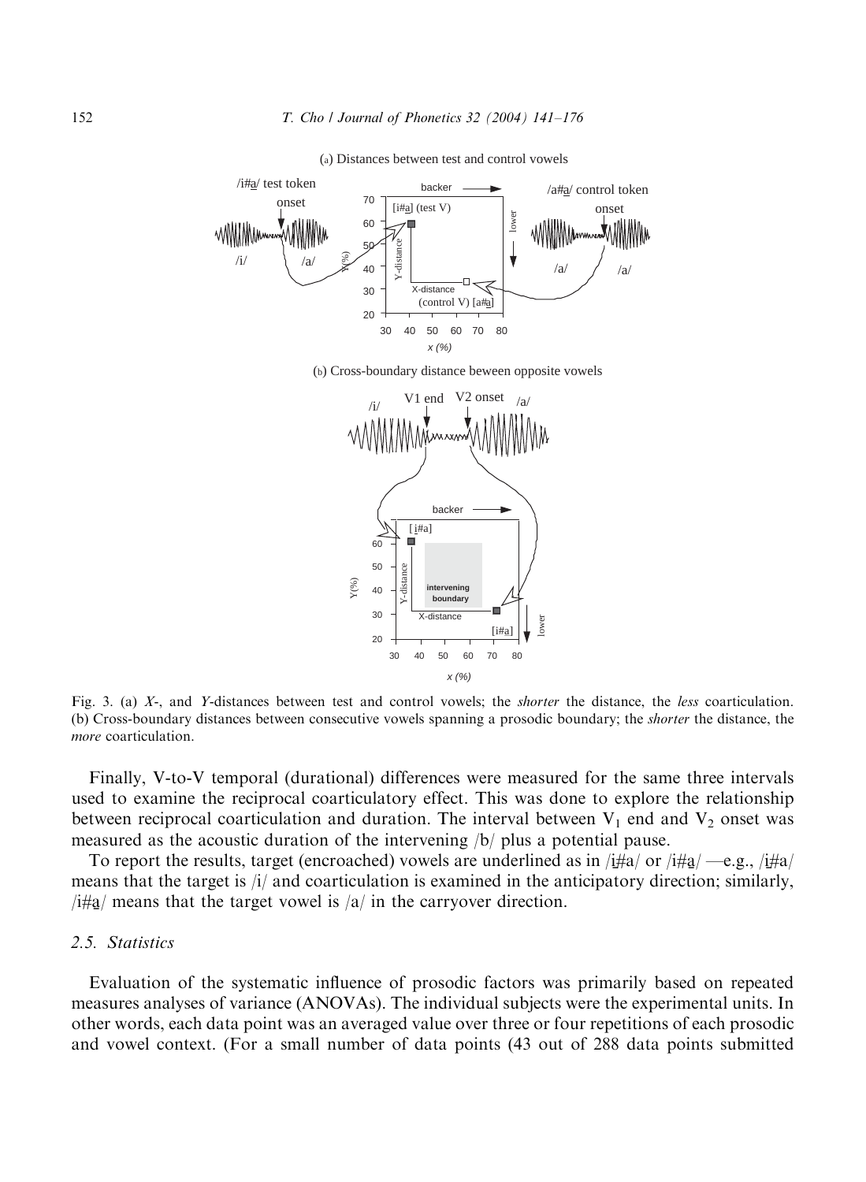(a) Distances between test and control vowels

/i#a̲/ test token

onset

/i/ /a/

backer

lower

[i#a̲] (test V)

Y-distance

X-distance

(control V) [a#a̲]

Y(%)

x (%)

70 60 50 40 30 20

30 40 50 60 70 80

/a#a̲/ control token

onset

/a/ /a/

(b) Cross-boundary distance beween opposite vowels

/i/ V1 end V2 onset /a/

backer

[i̲#a]

Y-distance

intervening boundary

X-distance

[i#a̲]

lower

Y(%)

x (%)

60 50 40 30 20

30 40 50 60 70 80

Fig. 3. (a) *X*-, and *Y*-distances between test and control vowels; the *shorter* the distance, the *less* coarticulation. (b) Cross-boundary distances between consecutive vowels spanning a prosodic boundary; the *shorter* the distance, the *more* coarticulation.

Finally, V-to-V temporal (durational) differences were measured for the same three intervals used to examine the reciprocal coarticulatory effect. This was done to explore the relationship between reciprocal coarticulation and duration. The interval between $V_1$ end and $V_2$ onset was measured as the acoustic duration of the intervening /b/ plus a potential pause.

To report the results, target (encroached) vowels are underlined as in /i̲#a/ or /i#a̲/ —e.g., /i̲#a/ means that the target is /i/ and coarticulation is examined in the anticipatory direction; similarly, /i#a̲/ means that the target vowel is /a/ in the carryover direction.

### 2.5. Statistics

Evaluation of the systematic influence of prosodic factors was primarily based on repeated measures analyses of variance (ANOVAs). The individual subjects were the experimental units. In other words, each data point was an averaged value over three or four repetitions of each prosodic and vowel context. (For a small number of data points (43 out of 288 data points submitted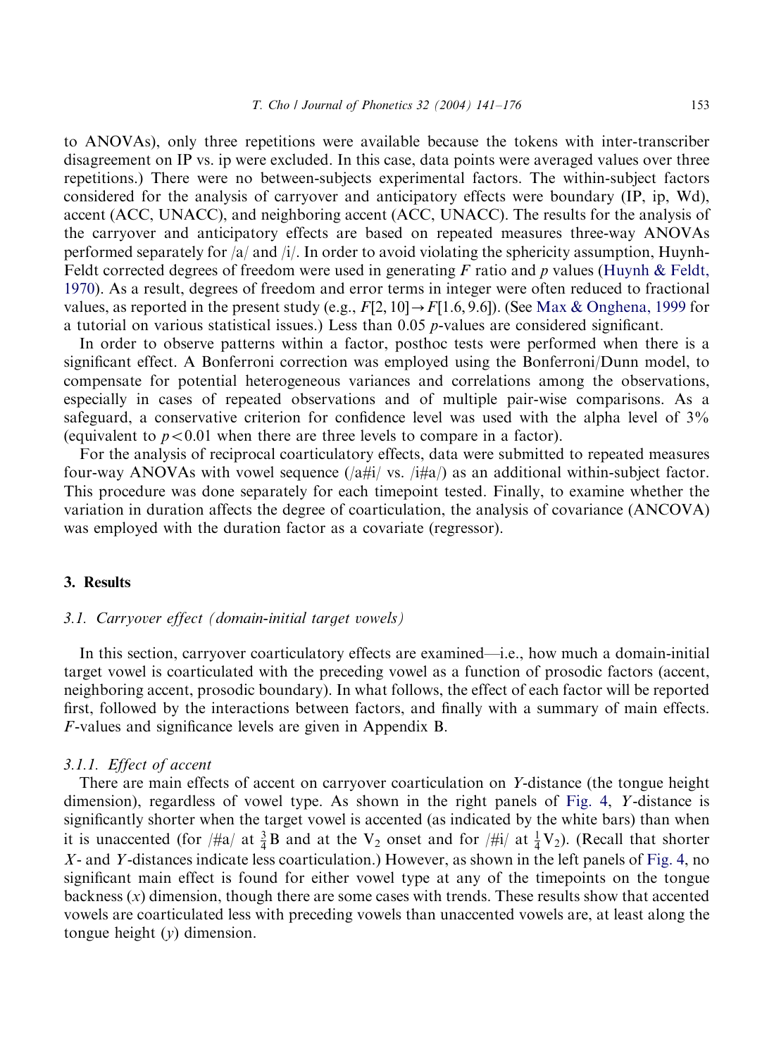to ANOVAs), only three repetitions were available because the tokens with inter-transcriber disagreement on IP vs. ip were excluded. In this case, data points were averaged values over three repetitions.) There were no between-subjects experimental factors. The within-subject factors considered for the analysis of carryover and anticipatory effects were boundary (IP, ip, Wd), accent (ACC, UNACC), and neighboring accent (ACC, UNACC). The results for the analysis of the carryover and anticipatory effects are based on repeated measures three-way ANOVAs performed separately for /a/ and /i/. In order to avoid violating the sphericity assumption, Huynh-Feldt corrected degrees of freedom were used in generating $F$ ratio and $p$ values (Huynh & Feldt, 1970). As a result, degrees of freedom and error terms in integer were often reduced to fractional values, as reported in the present study (e.g., $F[2, 10] \rightarrow F[1.6, 9.6]$). (See Max & Onghena, 1999 for a tutorial on various statistical issues.) Less than 0.05 $p$-values are considered significant.

In order to observe patterns within a factor, posthoc tests were performed when there is a significant effect. A Bonferroni correction was employed using the Bonferroni/Dunn model, to compensate for potential heterogeneous variances and correlations among the observations, especially in cases of repeated observations and of multiple pair-wise comparisons. As a safeguard, a conservative criterion for confidence level was used with the alpha level of 3% (equivalent to $p < 0.01$ when there are three levels to compare in a factor).

For the analysis of reciprocal coarticulatory effects, data were submitted to repeated measures four-way ANOVAs with vowel sequence (/a#i/ vs. /i#a/) as an additional within-subject factor. This procedure was done separately for each timepoint tested. Finally, to examine whether the variation in duration affects the degree of coarticulation, the analysis of covariance (ANCOVA) was employed with the duration factor as a covariate (regressor).

## 3. Results

### 3.1. Carryover effect (domain-initial target vowels)

In this section, carryover coarticulatory effects are examined—i.e., how much a domain-initial target vowel is coarticulated with the preceding vowel as a function of prosodic factors (accent, neighboring accent, prosodic boundary). In what follows, the effect of each factor will be reported first, followed by the interactions between factors, and finally with a summary of main effects. $F$-values and significance levels are given in Appendix B.

#### 3.1.1. Effect of accent

There are main effects of accent on carryover coarticulation on $Y$-distance (the tongue height dimension), regardless of vowel type. As shown in the right panels of Fig. 4, $Y$-distance is significantly shorter when the target vowel is accented (as indicated by the white bars) than when it is unaccented (for /#a/ at $\frac{3}{4}$B and at the $V_2$ onset and for /#i/ at $\frac{1}{4}V_2$). (Recall that shorter $X$- and $Y$-distances indicate less coarticulation.) However, as shown in the left panels of Fig. 4, no significant main effect is found for either vowel type at any of the timepoints on the tongue backness ($x$) dimension, though there are some cases with trends. These results show that accented vowels are coarticulated less with preceding vowels than unaccented vowels are, at least along the tongue height ($y$) dimension.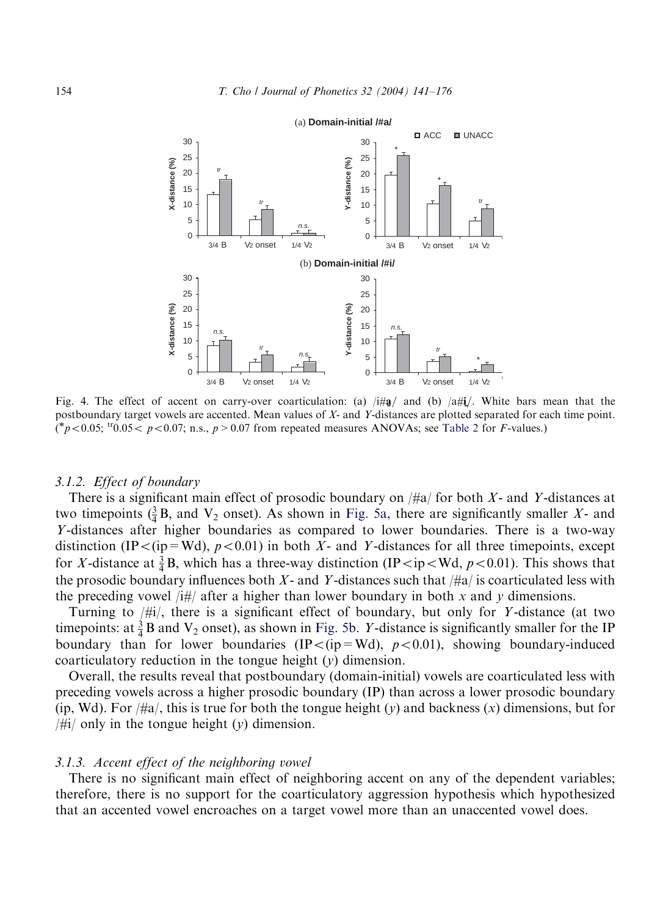(a) **Domain-initial /#a/**

ACC UNACC

X-distance (%)

30 25 20 15 10 5 0

tr tr n.s.

3/4 B V2 onset 1/4 V2

Y-distance (%)

30 25 20 15 10 5 0

* * tr

3/4 B V2 onset 1/4 V2

(b) **Domain-initial /#i/**

X-distance (%)

30 25 20 15 10 5 0

n.s. tr n.s.

3/4 B V2 onset 1/4 V2

Y-distance (%)

30 25 20 15 10 5 0

n.s. tr *

3/4 B V2 onset 1/4 V2

Fig. 4. The effect of accent on carry-over coarticulation: (a) /i#**a**/ and (b) /a#**i**/. White bars mean that the postboundary target vowels are accented. Mean values of $X$- and $Y$-distances are plotted separated for each time point. ($^{*}p < 0.05$; $^{tr}0.05 < p < 0.07$; n.s., $p > 0.07$ from repeated measures ANOVAs; see Table 2 for $F$-values.)

### 3.1.2. *Effect of boundary*

There is a significant main effect of prosodic boundary on /#a/ for both $X$- and $Y$-distances at two timepoints ($\frac{3}{4}$B, and $V_2$ onset). As shown in Fig. 5a, there are significantly smaller $X$- and $Y$-distances after higher boundaries as compared to lower boundaries. There is a two-way distinction (IP < (ip = Wd), $p < 0.01$) in both $X$- and $Y$-distances for all three timepoints, except for $X$-distance at $\frac{3}{4}$B, which has a three-way distinction (IP < ip < Wd, $p < 0.01$). This shows that the prosodic boundary influences both $X$- and $Y$-distances such that /#a/ is coarticulated less with the preceding vowel /i#/ after a higher than lower boundary in both $x$ and $y$ dimensions.

Turning to /#i/, there is a significant effect of boundary, but only for $Y$-distance (at two timepoints: at $\frac{3}{4}$B and $V_2$ onset), as shown in Fig. 5b. $Y$-distance is significantly smaller for the IP boundary than for lower boundaries (IP < (ip = Wd), $p < 0.01$), showing boundary-induced coarticulatory reduction in the tongue height ($y$) dimension.

Overall, the results reveal that postboundary (domain-initial) vowels are coarticulated less with preceding vowels across a higher prosodic boundary (IP) than across a lower prosodic boundary (ip, Wd). For /#a/, this is true for both the tongue height ($y$) and backness ($x$) dimensions, but for /#i/ only in the tongue height ($y$) dimension.

### 3.1.3. *Accent effect of the neighboring vowel*

There is no significant main effect of neighboring accent on any of the dependent variables; therefore, there is no support for the coarticulatory aggression hypothesis which hypothesized that an accented vowel encroaches on a target vowel more than an unaccented vowel does.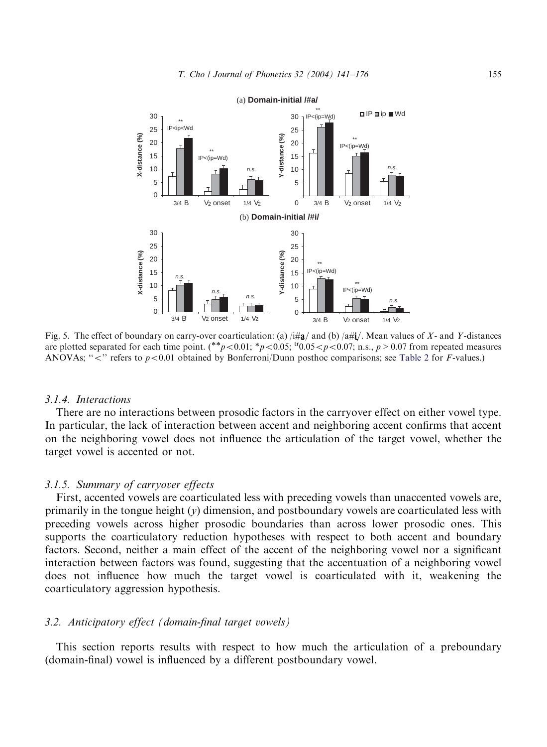(a) **Domain-initial /#a/**

IP ip Wd

X-distance (%)

30 25 20 15 10 5 0

**
IP<ip<Wd

**
IP<(ip=Wd)

n.s.

3/4 B V2 onset 1/4 V2

Y-distance (%)

30 25 20 15 10 5 0

**
IP<(ip=Wd)

**
IP<(ip=Wd)

n.s.

3/4 B V2 onset 1/4 V2

(b) **Domain-initial /#i/**

X-distance (%)

30 25 20 15 10 5 0

n.s.

n.s.

n.s.

3/4 B V2 onset 1/4 V2

Y-distance (%)

30 25 20 15 10 5 0

**
IP<(ip=Wd)

**
IP<(ip=Wd)

n.s.

3/4 B V2 onset 1/4 V2

Fig. 5. The effect of boundary on carry-over coarticulation: (a) /i#**a**/ and (b) /a#**i**/. Mean values of $X$- and $Y$-distances are plotted separated for each time point. ($^{**}p<0.01$; $^{*}p<0.05$; $^{tr}0.05<p<0.07$; n.s., $p>0.07$ from repeated measures ANOVAs; "<" refers to $p<0.01$ obtained by Bonferroni/Dunn posthoc comparisons; see Table 2 for $F$-values.)

### 3.1.4. Interactions

There are no interactions between prosodic factors in the carryover effect on either vowel type. In particular, the lack of interaction between accent and neighboring accent confirms that accent on the neighboring vowel does not influence the articulation of the target vowel, whether the target vowel is accented or not.

### 3.1.5. Summary of carryover effects

First, accented vowels are coarticulated less with preceding vowels than unaccented vowels are, primarily in the tongue height ($y$) dimension, and postboundary vowels are coarticulated less with preceding vowels across higher prosodic boundaries than across lower prosodic ones. This supports the coarticulatory reduction hypotheses with respect to both accent and boundary factors. Second, neither a main effect of the accent of the neighboring vowel nor a significant interaction between factors was found, suggesting that the accentuation of a neighboring vowel does not influence how much the target vowel is coarticulated with it, weakening the coarticulatory aggression hypothesis.

## 3.2. Anticipatory effect (domain-final target vowels)

This section reports results with respect to how much the articulation of a preboundary (domain-final) vowel is influenced by a different postboundary vowel.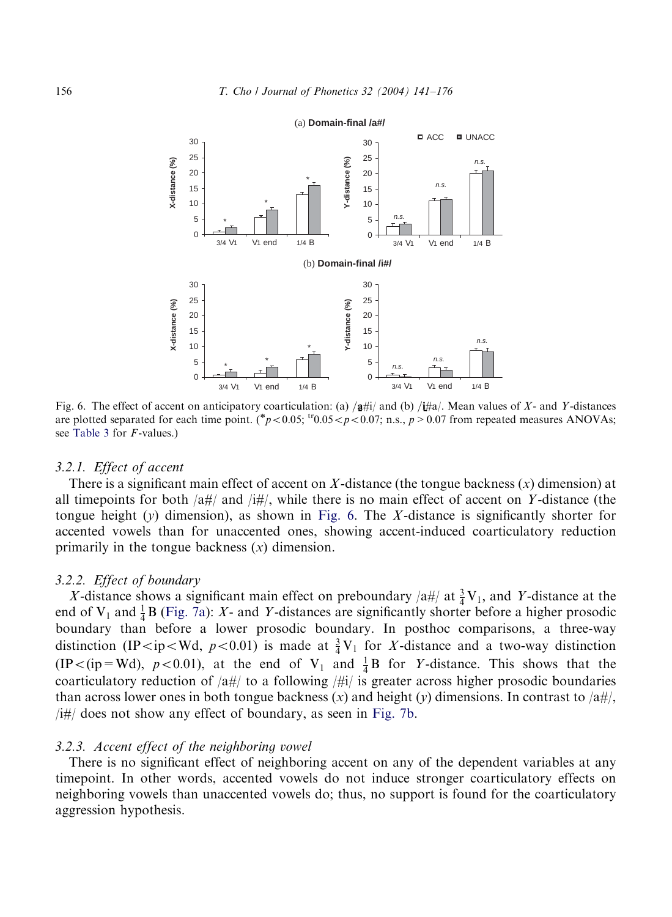(a) **Domain-final /a#/**

ACC UNACC

X-distance (%)

30 25 20 15 10 5 0

\* \* \*

3/4 V1 V1 end 1/4 B

Y-distance (%)

30 25 20 15 10 5 0

n.s. n.s. n.s.

3/4 V1 V1 end 1/4 B

(b) **Domain-final /i#/**

X-distance (%)

30 25 20 15 10 5 0

\* \* \*

3/4 V1 V1 end 1/4 B

Y-distance (%)

30 25 20 15 10 5 0

n.s. n.s. n.s.

3/4 V1 V1 end 1/4 B

Fig. 6. The effect of accent on anticipatory coarticulation: (a) /**a**#i/ and (b) /**i**#a/. Mean values of $X$- and $Y$-distances are plotted separated for each time point. ($^*p<0.05$; $^{\mathrm{tr}}0.05<p<0.07$; n.s., $p>0.07$ from repeated measures ANOVAs; see Table 3 for $F$-values.)

### 3.2.1. *Effect of accent*

There is a significant main effect of accent on $X$-distance (the tongue backness ($x$) dimension) at all timepoints for both /a#/ and /i#/, while there is no main effect of accent on $Y$-distance (the tongue height ($y$) dimension), as shown in Fig. 6. The $X$-distance is significantly shorter for accented vowels than for unaccented ones, showing accent-induced coarticulatory reduction primarily in the tongue backness ($x$) dimension.

### 3.2.2. *Effect of boundary*

$X$-distance shows a significant main effect on preboundary /a#/ at $\frac{3}{4}\mathrm{V}_1$, and $Y$-distance at the end of $\mathrm{V}_1$ and $\frac{1}{4}\mathrm{B}$ (Fig. 7a): $X$- and $Y$-distances are significantly shorter before a higher prosodic boundary than before a lower prosodic boundary. In posthoc comparisons, a three-way distinction (IP $<$ ip $<$ Wd, $p<0.01$) is made at $\frac{3}{4}\mathrm{V}_1$ for $X$-distance and a two-way distinction (IP $<$ (ip $=$ Wd), $p<0.01$), at the end of $\mathrm{V}_1$ and $\frac{1}{4}\mathrm{B}$ for $Y$-distance. This shows that the coarticulatory reduction of /a#/ to a following /#i/ is greater across higher prosodic boundaries than across lower ones in both tongue backness ($x$) and height ($y$) dimensions. In contrast to /a#/, /i#/ does not show any effect of boundary, as seen in Fig. 7b.

### 3.2.3. *Accent effect of the neighboring vowel*

There is no significant effect of neighboring accent on any of the dependent variables at any timepoint. In other words, accented vowels do not induce stronger coarticulatory effects on neighboring vowels than unaccented vowels do; thus, no support is found for the coarticulatory aggression hypothesis.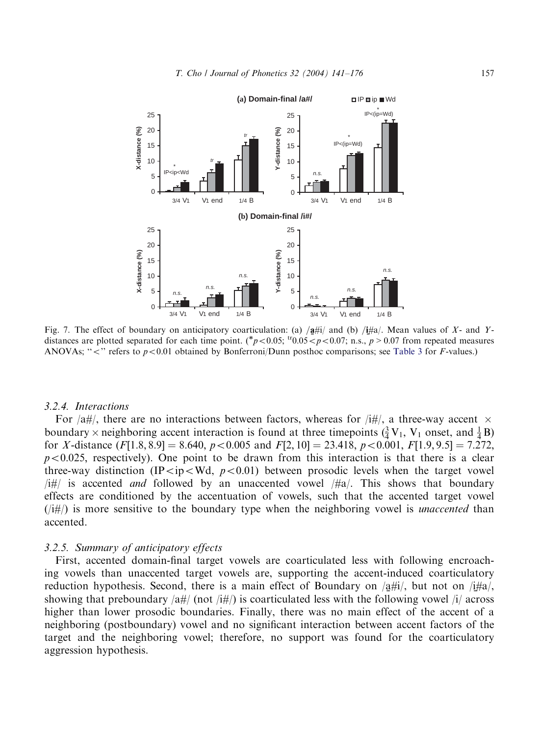(a) Domain-final /a#/

□ IP ▒ ip ■ Wd

X-distance (%)

25
20
15
10
5
0

3/4 V1 V1 end 1/4 B

*
IP<ip<Wd

tr

tr

Y-distance (%)

25
20
15
10
5
0

3/4 V1 V1 end 1/4 B

n.s.

*
IP<(ip=Wd)

*
IP<(ip=Wd)

(b) Domain-final /i#/

X-distance (%)

25
20
15
10
5
0

3/4 V1 V1 end 1/4 B

n.s.

n.s.

n.s.

Y-distance (%)

25
20
15
10
5
0

3/4 V1 V1 end 1/4 B

n.s.

n.s.

n.s.

Fig. 7. The effect of boundary on anticipatory coarticulation: (a) /a̲#i/ and (b) /i̲#a/. Mean values of $X$- and $Y$-distances are plotted separated for each time point. ($^{*}p<0.05$; $^{\text{tr}}0.05<p<0.07$; n.s., $p>0.07$ from repeated measures ANOVAs; "<" refers to $p<0.01$ obtained by Bonferroni/Dunn posthoc comparisons; see Table 3 for $F$-values.)

### 3.2.4. Interactions

For /a#/, there are no interactions between factors, whereas for /i#/, a three-way accent × boundary × neighboring accent interaction is found at three timepoints ($\frac{3}{4}\,V_1$, $V_1$ onset, and $\frac{1}{4}\,B$) for $X$-distance ($F[1.8, 8.9] = 8.640$, $p<0.005$ and $F[2, 10] = 23.418$, $p<0.001$, $F[1.9, 9.5] = 7.272$, $p<0.025$, respectively). One point to be drawn from this interaction is that there is a clear three-way distinction (IP<ip<Wd, $p<0.01$) between prosodic levels when the target vowel /i#/ is accented *and* followed by an unaccented vowel /#a/. This shows that boundary effects are conditioned by the accentuation of vowels, such that the accented target vowel (/i#/) is more sensitive to the boundary type when the neighboring vowel is *unaccented* than accented.

### 3.2.5. Summary of anticipatory effects

First, accented domain-final target vowels are coarticulated less with following encroaching vowels than unaccented target vowels are, supporting the accent-induced coarticulatory reduction hypothesis. Second, there is a main effect of Boundary on /a̲#i/, but not on /i̲#a/, showing that preboundary /a#/ (not /i#/) is coarticulated less with the following vowel /i/ across higher than lower prosodic boundaries. Finally, there was no main effect of the accent of a neighboring (postboundary) vowel and no significant interaction between accent factors of the target and the neighboring vowel; therefore, no support was found for the coarticulatory aggression hypothesis.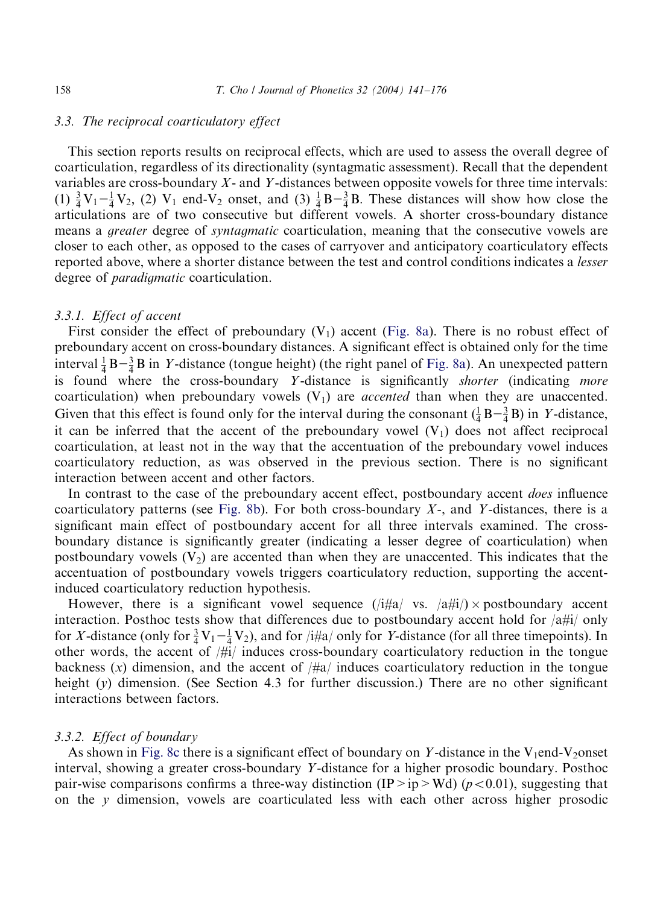### 3.3. The reciprocal coarticulatory effect

This section reports results on reciprocal effects, which are used to assess the overall degree of coarticulation, regardless of its directionality (syntagmatic assessment). Recall that the dependent variables are cross-boundary $X$- and $Y$-distances between opposite vowels for three time intervals: (1) $\frac{3}{4}V_1 - \frac{1}{4}V_2$, (2) $V_1$ end-$V_2$ onset, and (3) $\frac{1}{4}B - \frac{3}{4}B$. These distances will show how close the articulations are of two consecutive but different vowels. A shorter cross-boundary distance means a *greater* degree of *syntagmatic* coarticulation, meaning that the consecutive vowels are closer to each other, as opposed to the cases of carryover and anticipatory coarticulatory effects reported above, where a shorter distance between the test and control conditions indicates a *lesser* degree of *paradigmatic* coarticulation.

#### 3.3.1. Effect of accent

First consider the effect of preboundary ($V_1$) accent (Fig. 8a). There is no robust effect of preboundary accent on cross-boundary distances. A significant effect is obtained only for the time interval $\frac{1}{4}B - \frac{3}{4}B$ in $Y$-distance (tongue height) (the right panel of Fig. 8a). An unexpected pattern is found where the cross-boundary $Y$-distance is significantly *shorter* (indicating *more* coarticulation) when preboundary vowels ($V_1$) are *accented* than when they are unaccented. Given that this effect is found only for the interval during the consonant ($\frac{1}{4}B - \frac{3}{4}B$) in $Y$-distance, it can be inferred that the accent of the preboundary vowel ($V_1$) does not affect reciprocal coarticulation, at least not in the way that the accentuation of the preboundary vowel induces coarticulatory reduction, as was observed in the previous section. There is no significant interaction between accent and other factors.

In contrast to the case of the preboundary accent effect, postboundary accent *does* influence coarticulatory patterns (see Fig. 8b). For both cross-boundary $X$-, and $Y$-distances, there is a significant main effect of postboundary accent for all three intervals examined. The cross-boundary distance is significantly greater (indicating a lesser degree of coarticulation) when postboundary vowels ($V_2$) are accented than when they are unaccented. This indicates that the accentuation of postboundary vowels triggers coarticulatory reduction, supporting the accent-induced coarticulatory reduction hypothesis.

However, there is a significant vowel sequence (/i#a/ vs. /a#i/) $\times$ postboundary accent interaction. Posthoc tests show that differences due to postboundary accent hold for /a#i/ only for $X$-distance (only for $\frac{3}{4}V_1 - \frac{1}{4}V_2$), and for /i#a/ only for $Y$-distance (for all three timepoints). In other words, the accent of /#i/ induces cross-boundary coarticulatory reduction in the tongue backness ($x$) dimension, and the accent of /#a/ induces coarticulatory reduction in the tongue height ($y$) dimension. (See Section 4.3 for further discussion.) There are no other significant interactions between factors.

#### 3.3.2. Effect of boundary

As shown in Fig. 8c there is a significant effect of boundary on $Y$-distance in the $V_1$end-$V_2$onset interval, showing a greater cross-boundary $Y$-distance for a higher prosodic boundary. Posthoc pair-wise comparisons confirms a three-way distinction (IP > ip > Wd) ($p < 0.01$), suggesting that on the $y$ dimension, vowels are coarticulated less with each other across higher prosodic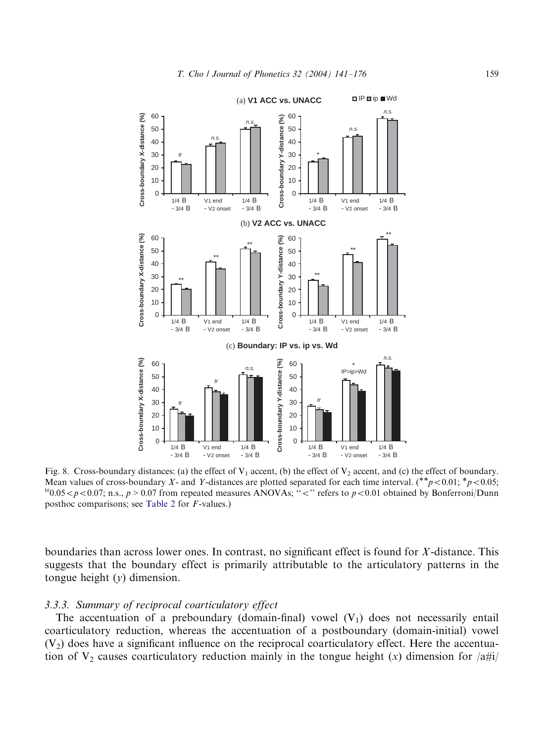(a) **V1 ACC vs. UNACC**

IP ip Wd

Cross-boundary X-distance (%)

60 50 40 30 20 10 0

tr n.s. n.s.

1/4 B - 3/4 B V1 end - V2 onset 1/4 B - 3/4 B

Cross-boundary Y-distance (%)

60 50 40 30 20 10 0

\* n.s. n.s.

1/4 B - 3/4 B V1 end - V2 onset 1/4 B - 3/4 B

(b) **V2 ACC vs. UNACC**

Cross-boundary X-distance (%)

\*\* \*\* \*\*

1/4 B - 3/4 B V1 end - V2 onset 1/4 B - 3/4 B

Cross-boundary Y-distance (%)

\*\* \*\* \*\*

1/4 B - 3/4 B V1 end - V2 onset 1/4 B - 3/4 B

(c) **Boundary: IP vs. ip vs. Wd**

Cross-boundary X-distance (%)

tr tr n.s.

1/4 B - 3/4 B V1 end - V2 onset 1/4 B - 3/4 B

Cross-boundary Y-distance (%)

tr \* IP>ip>Wd n.s.

1/4 B - 3/4 B V1 end - V2 onset 1/4 B - 3/4 B

Fig. 8. Cross-boundary distances: (a) the effect of $V_1$ accent, (b) the effect of $V_2$ accent, and (c) the effect of boundary. Mean values of cross-boundary $X$- and $Y$-distances are plotted separated for each time interval. ($^{**}p<0.01$; $^{*}p<0.05$; $^{tr}0.05<p<0.07$; n.s., $p>0.07$ from repeated measures ANOVAs; "<" refers to $p<0.01$ obtained by Bonferroni/Dunn posthoc comparisons; see Table 2 for $F$-values.)

boundaries than across lower ones. In contrast, no significant effect is found for $X$-distance. This suggests that the boundary effect is primarily attributable to the articulatory patterns in the tongue height ($y$) dimension.

### 3.3.3. *Summary of reciprocal coarticulatory effect*

The accentuation of a preboundary (domain-final) vowel ($V_1$) does not necessarily entail coarticulatory reduction, whereas the accentuation of a postboundary (domain-initial) vowel ($V_2$) does have a significant influence on the reciprocal coarticulatory effect. Here the accentuation of $V_2$ causes coarticulatory reduction mainly in the tongue height ($x$) dimension for /a#i/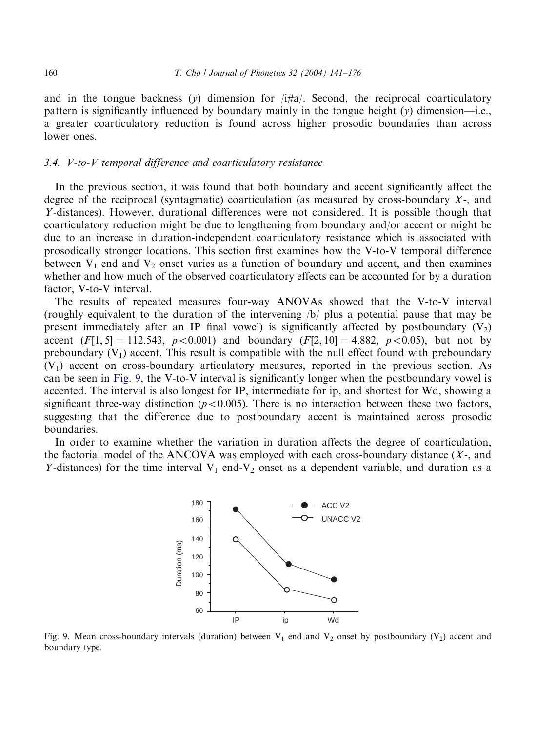and in the tongue backness ($y$) dimension for /i#a/. Second, the reciprocal coarticulatory pattern is significantly influenced by boundary mainly in the tongue height ($y$) dimension—i.e., a greater coarticulatory reduction is found across higher prosodic boundaries than across lower ones.

### 3.4. V-to-V temporal difference and coarticulatory resistance

In the previous section, it was found that both boundary and accent significantly affect the degree of the reciprocal (syntagmatic) coarticulation (as measured by cross-boundary $X$-, and $Y$-distances). However, durational differences were not considered. It is possible though that coarticulatory reduction might be due to lengthening from boundary and/or accent or might be due to an increase in duration-independent coarticulatory resistance which is associated with prosodically stronger locations. This section first examines how the V-to-V temporal difference between $V_1$ end and $V_2$ onset varies as a function of boundary and accent, and then examines whether and how much of the observed coarticulatory effects can be accounted for by a duration factor, V-to-V interval.

The results of repeated measures four-way ANOVAs showed that the V-to-V interval (roughly equivalent to the duration of the intervening /b/ plus a potential pause that may be present immediately after an IP final vowel) is significantly affected by postboundary ($V_2$) accent ($F[1, 5] = 112.543$, $p < 0.001$) and boundary ($F[2, 10] = 4.882$, $p < 0.05$), but not by preboundary ($V_1$) accent. This result is compatible with the null effect found with preboundary ($V_1$) accent on cross-boundary articulatory measures, reported in the previous section. As can be seen in Fig. 9, the V-to-V interval is significantly longer when the postboundary vowel is accented. The interval is also longest for IP, intermediate for ip, and shortest for Wd, showing a significant three-way distinction ($p < 0.005$). There is no interaction between these two factors, suggesting that the difference due to postboundary accent is maintained across prosodic boundaries.

In order to examine whether the variation in duration affects the degree of coarticulation, the factorial model of the ANCOVA was employed with each cross-boundary distance ($X$-, and $Y$-distances) for the time interval $V_1$ end-$V_2$ onset as a dependent variable, and duration as a

180
160
140
120
100
80
60
Duration (ms)
IP
ip
Wd
ACC V2
UNACC V2

Fig. 9. Mean cross-boundary intervals (duration) between $V_1$ end and $V_2$ onset by postboundary ($V_2$) accent and boundary type.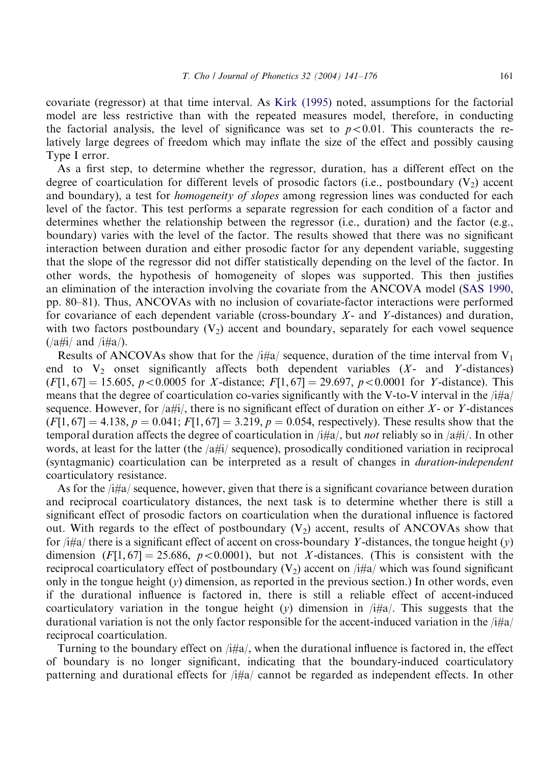covariate (regressor) at that time interval. As Kirk (1995) noted, assumptions for the factorial model are less restrictive than with the repeated measures model, therefore, in conducting the factorial analysis, the level of significance was set to $p<0.01$. This counteracts the relatively large degrees of freedom which may inflate the size of the effect and possibly causing Type I error.

As a first step, to determine whether the regressor, duration, has a different effect on the degree of coarticulation for different levels of prosodic factors (i.e., postboundary ($V_2$) accent and boundary), a test for *homogeneity of slopes* among regression lines was conducted for each level of the factor. This test performs a separate regression for each condition of a factor and determines whether the relationship between the regressor (i.e., duration) and the factor (e.g., boundary) varies with the level of the factor. The results showed that there was no significant interaction between duration and either prosodic factor for any dependent variable, suggesting that the slope of the regressor did not differ statistically depending on the level of the factor. In other words, the hypothesis of homogeneity of slopes was supported. This then justifies an elimination of the interaction involving the covariate from the ANCOVA model (SAS 1990, pp. 80–81). Thus, ANCOVAs with no inclusion of covariate-factor interactions were performed for covariance of each dependent variable (cross-boundary $X$- and $Y$-distances) and duration, with two factors postboundary ($V_2$) accent and boundary, separately for each vowel sequence (/a#i/ and /i#a/).

Results of ANCOVAs show that for the /i#a/ sequence, duration of the time interval from $V_1$ end to $V_2$ onset significantly affects both dependent variables ($X$- and $Y$-distances) ($F[1,67]=15.605$, $p<0.0005$ for $X$-distance; $F[1,67]=29.697$, $p<0.0001$ for $Y$-distance). This means that the degree of coarticulation co-varies significantly with the V-to-V interval in the /i#a/ sequence. However, for /a#i/, there is no significant effect of duration on either $X$- or $Y$-distances ($F[1,67]=4.138$, $p=0.041$; $F[1,67]=3.219$, $p=0.054$, respectively). These results show that the temporal duration affects the degree of coarticulation in /i#a/, but *not* reliably so in /a#i/. In other words, at least for the latter (the /a#i/ sequence), prosodically conditioned variation in reciprocal (syntagmanic) coarticulation can be interpreted as a result of changes in *duration-independent* coarticulatory resistance.

As for the /i#a/ sequence, however, given that there is a significant covariance between duration and reciprocal coarticulatory distances, the next task is to determine whether there is still a significant effect of prosodic factors on coarticulation when the durational influence is factored out. With regards to the effect of postboundary ($V_2$) accent, results of ANCOVAs show that for /i#a/ there is a significant effect of accent on cross-boundary $Y$-distances, the tongue height ($y$) dimension ($F[1,67]=25.686$, $p<0.0001$), but not $X$-distances. (This is consistent with the reciprocal coarticulatory effect of postboundary ($V_2$) accent on /i#a/ which was found significant only in the tongue height ($y$) dimension, as reported in the previous section.) In other words, even if the durational influence is factored in, there is still a reliable effect of accent-induced coarticulatory variation in the tongue height ($y$) dimension in /i#a/. This suggests that the durational variation is not the only factor responsible for the accent-induced variation in the /i#a/ reciprocal coarticulation.

Turning to the boundary effect on /i#a/, when the durational influence is factored in, the effect of boundary is no longer significant, indicating that the boundary-induced coarticulatory patterning and durational effects for /i#a/ cannot be regarded as independent effects. In other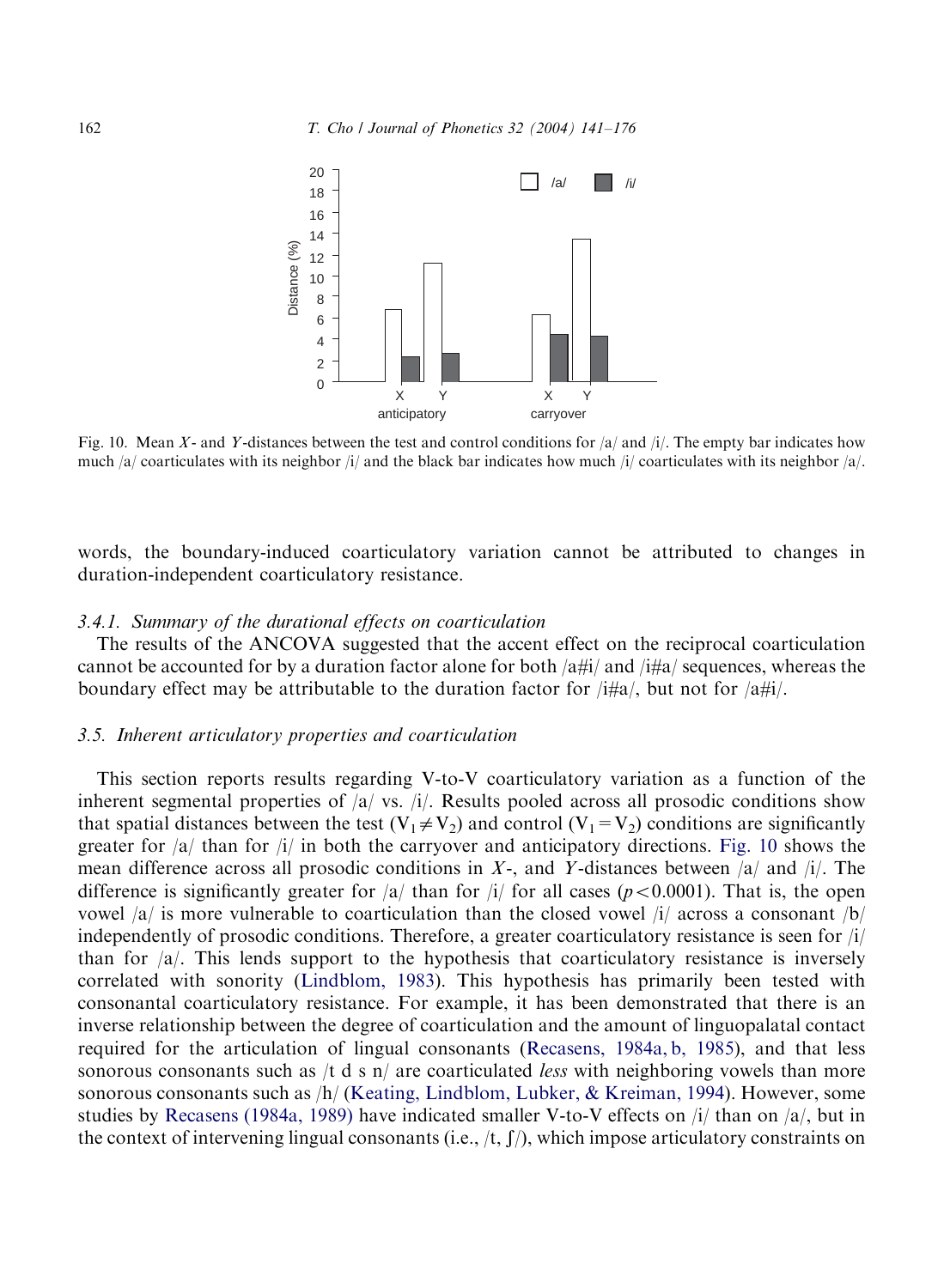20
18
16
14
12
10
8
6
4
2
0

Distance (%)

/a/ /i/

X Y X Y

anticipatory carryover

Fig. 10. Mean $X$- and $Y$-distances between the test and control conditions for /a/ and /i/. The empty bar indicates how much /a/ coarticulates with its neighbor /i/ and the black bar indicates how much /i/ coarticulates with its neighbor /a/.

words, the boundary-induced coarticulatory variation cannot be attributed to changes in duration-independent coarticulatory resistance.

### 3.4.1. *Summary of the durational effects on coarticulation*

The results of the ANCOVA suggested that the accent effect on the reciprocal coarticulation cannot be accounted for by a duration factor alone for both /a#i/ and /i#a/ sequences, whereas the boundary effect may be attributable to the duration factor for /i#a/, but not for /a#i/.

## 3.5. *Inherent articulatory properties and coarticulation*

This section reports results regarding V-to-V coarticulatory variation as a function of the inherent segmental properties of /a/ vs. /i/. Results pooled across all prosodic conditions show that spatial distances between the test ($V_1 \neq V_2$) and control ($V_1 = V_2$) conditions are significantly greater for /a/ than for /i/ in both the carryover and anticipatory directions. Fig. 10 shows the mean difference across all prosodic conditions in $X$-, and $Y$-distances between /a/ and /i/. The difference is significantly greater for /a/ than for /i/ for all cases ($p < 0.0001$). That is, the open vowel /a/ is more vulnerable to coarticulation than the closed vowel /i/ across a consonant /b/ independently of prosodic conditions. Therefore, a greater coarticulatory resistance is seen for /i/ than for /a/. This lends support to the hypothesis that coarticulatory resistance is inversely correlated with sonority (Lindblom, 1983). This hypothesis has primarily been tested with consonantal coarticulatory resistance. For example, it has been demonstrated that there is an inverse relationship between the degree of coarticulation and the amount of linguopalatal contact required for the articulation of lingual consonants (Recasens, 1984a, b, 1985), and that less sonorous consonants such as /t d s n/ are coarticulated *less* with neighboring vowels than more sonorous consonants such as /h/ (Keating, Lindblom, Lubker, & Kreiman, 1994). However, some studies by Recasens (1984a, 1989) have indicated smaller V-to-V effects on /i/ than on /a/, but in the context of intervening lingual consonants (i.e., /t, ʃ/), which impose articulatory constraints on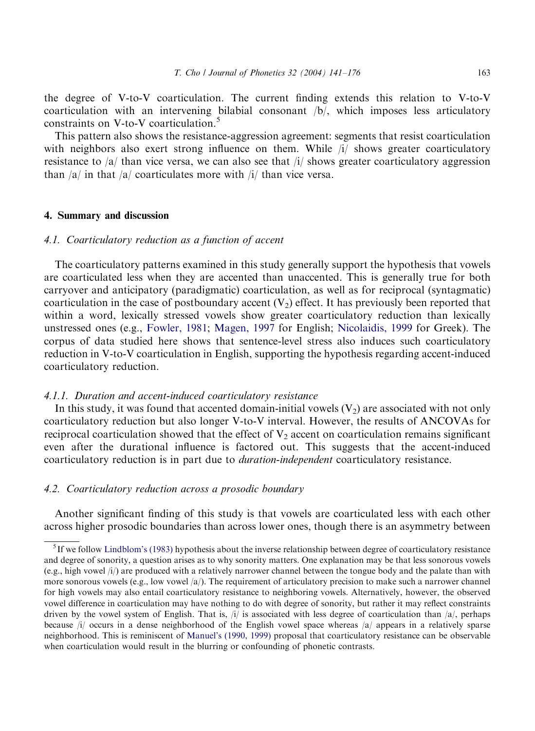the degree of V-to-V coarticulation. The current finding extends this relation to V-to-V coarticulation with an intervening bilabial consonant /b/, which imposes less articulatory constraints on V-to-V coarticulation.[5]

This pattern also shows the resistance-aggression agreement: segments that resist coarticulation with neighbors also exert strong influence on them. While /i/ shows greater coarticulatory resistance to /a/ than vice versa, we can also see that /i/ shows greater coarticulatory aggression than /a/ in that /a/ coarticulates more with /i/ than vice versa.

## 4. Summary and discussion

### 4.1. Coarticulatory reduction as a function of accent

The coarticulatory patterns examined in this study generally support the hypothesis that vowels are coarticulated less when they are accented than unaccented. This is generally true for both carryover and anticipatory (paradigmatic) coarticulation, as well as for reciprocal (syntagmatic) coarticulation in the case of postboundary accent ($V_2$) effect. It has previously been reported that within a word, lexically stressed vowels show greater coarticulatory reduction than lexically unstressed ones (e.g., Fowler, 1981; Magen, 1997 for English; Nicolaidis, 1999 for Greek). The corpus of data studied here shows that sentence-level stress also induces such coarticulatory reduction in V-to-V coarticulation in English, supporting the hypothesis regarding accent-induced coarticulatory reduction.

#### 4.1.1. Duration and accent-induced coarticulatory resistance

In this study, it was found that accented domain-initial vowels ($V_2$) are associated with not only coarticulatory reduction but also longer V-to-V interval. However, the results of ANCOVAs for reciprocal coarticulation showed that the effect of $V_2$ accent on coarticulation remains significant even after the durational influence is factored out. This suggests that the accent-induced coarticulatory reduction is in part due to *duration-independent* coarticulatory resistance.

### 4.2. Coarticulatory reduction across a prosodic boundary

Another significant finding of this study is that vowels are coarticulated less with each other across higher prosodic boundaries than across lower ones, though there is an asymmetry between

[5] If we follow Lindblom's (1983) hypothesis about the inverse relationship between degree of coarticulatory resistance and degree of sonority, a question arises as to why sonority matters. One explanation may be that less sonorous vowels (e.g., high vowel /i/) are produced with a relatively narrower channel between the tongue body and the palate than with more sonorous vowels (e.g., low vowel /a/). The requirement of articulatory precision to make such a narrower channel for high vowels may also entail coarticulatory resistance to neighboring vowels. Alternatively, however, the observed vowel difference in coarticulation may have nothing to do with degree of sonority, but rather it may reflect constraints driven by the vowel system of English. That is, /i/ is associated with less degree of coarticulation than /a/, perhaps because /i/ occurs in a dense neighborhood of the English vowel space whereas /a/ appears in a relatively sparse neighborhood. This is reminiscent of Manuel's (1990, 1999) proposal that coarticulatory resistance can be observable when coarticulation would result in the blurring or confounding of phonetic contrasts.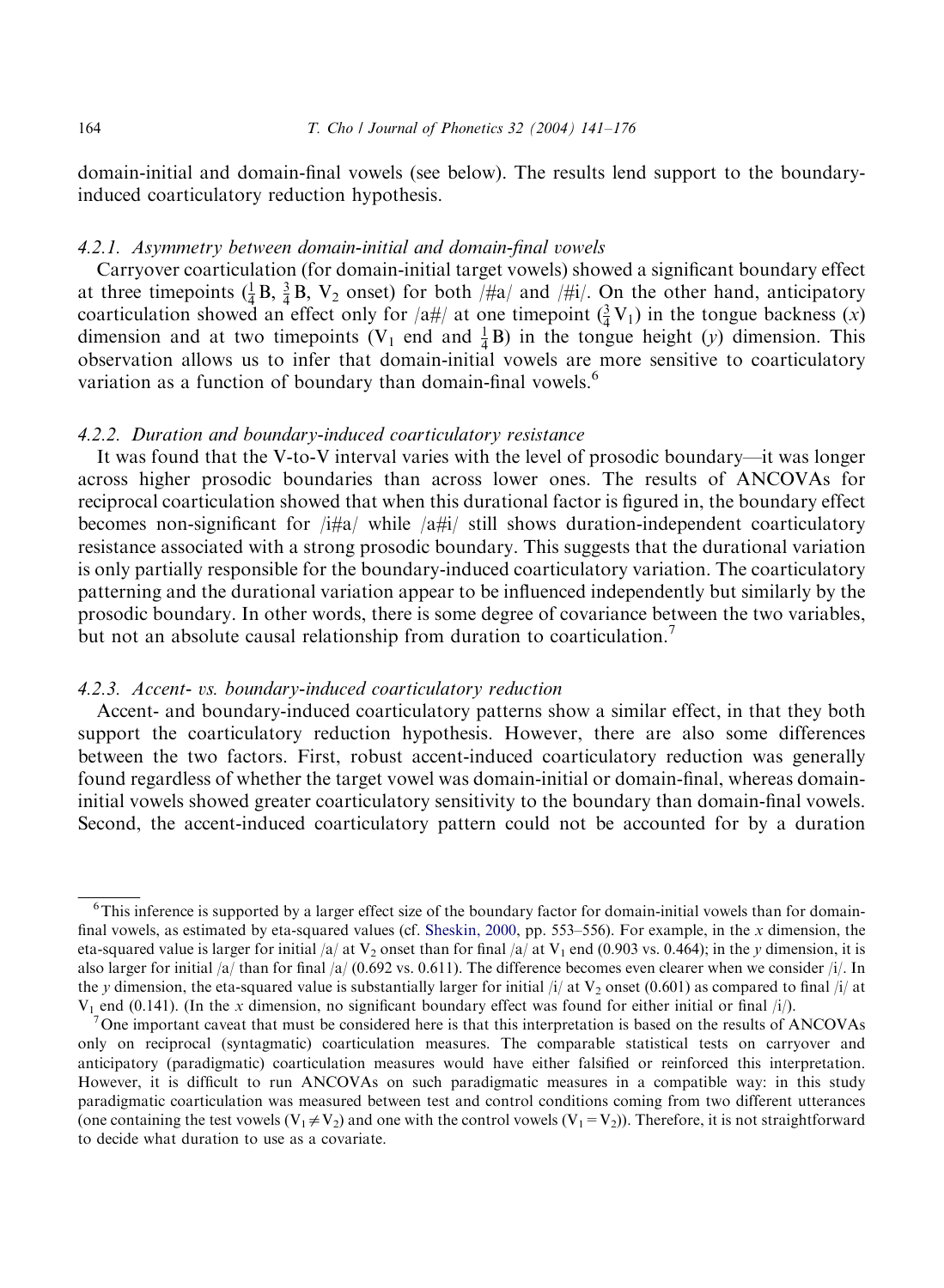domain-initial and domain-final vowels (see below). The results lend support to the boundary-induced coarticulatory reduction hypothesis.

### 4.2.1. Asymmetry between domain-initial and domain-final vowels

Carryover coarticulation (for domain-initial target vowels) showed a significant boundary effect at three timepoints ($\frac{1}{4}$B, $\frac{3}{4}$B, $V_2$ onset) for both /#a/ and /#i/. On the other hand, anticipatory coarticulation showed an effect only for /a#/ at one timepoint ($\frac{3}{4}V_1$) in the tongue backness ($x$) dimension and at two timepoints ($V_1$ end and $\frac{1}{4}$B) in the tongue height ($y$) dimension. This observation allows us to infer that domain-initial vowels are more sensitive to coarticulatory variation as a function of boundary than domain-final vowels.[6]

### 4.2.2. Duration and boundary-induced coarticulatory resistance

It was found that the V-to-V interval varies with the level of prosodic boundary—it was longer across higher prosodic boundaries than across lower ones. The results of ANCOVAs for reciprocal coarticulation showed that when this durational factor is figured in, the boundary effect becomes non-significant for /i#a/ while /a#i/ still shows duration-independent coarticulatory resistance associated with a strong prosodic boundary. This suggests that the durational variation is only partially responsible for the boundary-induced coarticulatory variation. The coarticulatory patterning and the durational variation appear to be influenced independently but similarly by the prosodic boundary. In other words, there is some degree of covariance between the two variables, but not an absolute causal relationship from duration to coarticulation.[7]

### 4.2.3. Accent- vs. boundary-induced coarticulatory reduction

Accent- and boundary-induced coarticulatory patterns show a similar effect, in that they both support the coarticulatory reduction hypothesis. However, there are also some differences between the two factors. First, robust accent-induced coarticulatory reduction was generally found regardless of whether the target vowel was domain-initial or domain-final, whereas domain-initial vowels showed greater coarticulatory sensitivity to the boundary than domain-final vowels. Second, the accent-induced coarticulatory pattern could not be accounted for by a duration

---

[6] This inference is supported by a larger effect size of the boundary factor for domain-initial vowels than for domain-final vowels, as estimated by eta-squared values (cf. Sheskin, 2000, pp. 553–556). For example, in the $x$ dimension, the eta-squared value is larger for initial /a/ at $V_2$ onset than for final /a/ at $V_1$ end (0.903 vs. 0.464); in the $y$ dimension, it is also larger for initial /a/ than for final /a/ (0.692 vs. 0.611). The difference becomes even clearer when we consider /i/. In the $y$ dimension, the eta-squared value is substantially larger for initial /i/ at $V_2$ onset (0.601) as compared to final /i/ at $V_1$ end (0.141). (In the $x$ dimension, no significant boundary effect was found for either initial or final /i/).

[7] One important caveat that must be considered here is that this interpretation is based on the results of ANCOVAs only on reciprocal (syntagmatic) coarticulation measures. The comparable statistical tests on carryover and anticipatory (paradigmatic) coarticulation measures would have either falsified or reinforced this interpretation. However, it is difficult to run ANCOVAs on such paradigmatic measures in a compatible way: in this study paradigmatic coarticulation was measured between test and control conditions coming from two different utterances (one containing the test vowels ($V_1 \neq V_2$) and one with the control vowels ($V_1 = V_2$)). Therefore, it is not straightforward to decide what duration to use as a covariate.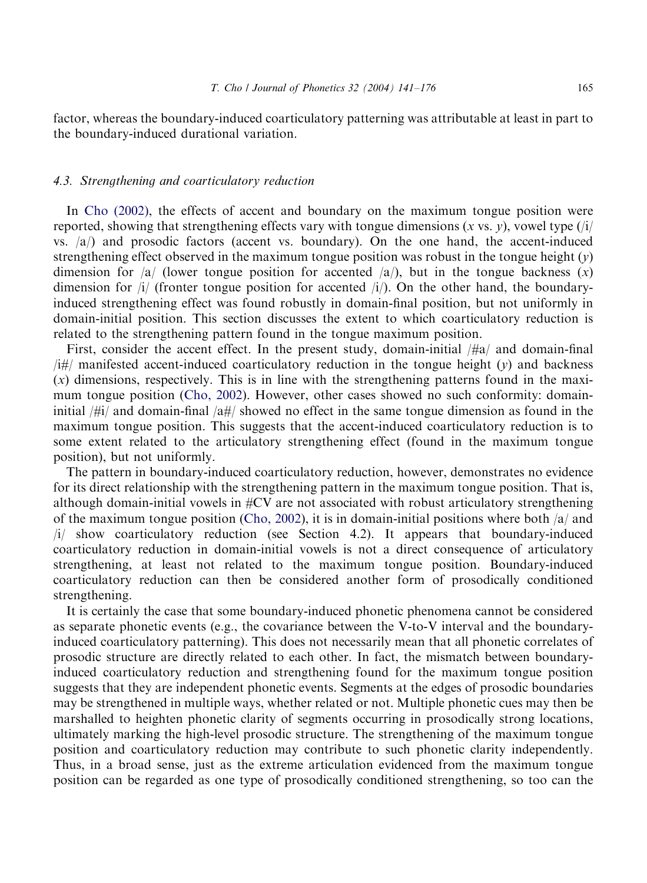factor, whereas the boundary-induced coarticulatory patterning was attributable at least in part to the boundary-induced durational variation.

### 4.3. Strengthening and coarticulatory reduction

In Cho (2002), the effects of accent and boundary on the maximum tongue position were reported, showing that strengthening effects vary with tongue dimensions ($x$ vs. $y$), vowel type (/i/ vs. /a/) and prosodic factors (accent vs. boundary). On the one hand, the accent-induced strengthening effect observed in the maximum tongue position was robust in the tongue height ($y$) dimension for /a/ (lower tongue position for accented /a/), but in the tongue backness ($x$) dimension for /i/ (fronter tongue position for accented /i/). On the other hand, the boundary-induced strengthening effect was found robustly in domain-final position, but not uniformly in domain-initial position. This section discusses the extent to which coarticulatory reduction is related to the strengthening pattern found in the tongue maximum position.

First, consider the accent effect. In the present study, domain-initial /#a/ and domain-final /i#/ manifested accent-induced coarticulatory reduction in the tongue height ($y$) and backness ($x$) dimensions, respectively. This is in line with the strengthening patterns found in the maximum tongue position (Cho, 2002). However, other cases showed no such conformity: domain-initial /#i/ and domain-final /a#/ showed no effect in the same tongue dimension as found in the maximum tongue position. This suggests that the accent-induced coarticulatory reduction is to some extent related to the articulatory strengthening effect (found in the maximum tongue position), but not uniformly.

The pattern in boundary-induced coarticulatory reduction, however, demonstrates no evidence for its direct relationship with the strengthening pattern in the maximum tongue position. That is, although domain-initial vowels in #CV are not associated with robust articulatory strengthening of the maximum tongue position (Cho, 2002), it is in domain-initial positions where both /a/ and /i/ show coarticulatory reduction (see Section 4.2). It appears that boundary-induced coarticulatory reduction in domain-initial vowels is not a direct consequence of articulatory strengthening, at least not related to the maximum tongue position. Boundary-induced coarticulatory reduction can then be considered another form of prosodically conditioned strengthening.

It is certainly the case that some boundary-induced phonetic phenomena cannot be considered as separate phonetic events (e.g., the covariance between the V-to-V interval and the boundary-induced coarticulatory patterning). This does not necessarily mean that all phonetic correlates of prosodic structure are directly related to each other. In fact, the mismatch between boundary-induced coarticulatory reduction and strengthening found for the maximum tongue position suggests that they are independent phonetic events. Segments at the edges of prosodic boundaries may be strengthened in multiple ways, whether related or not. Multiple phonetic cues may then be marshalled to heighten phonetic clarity of segments occurring in prosodically strong locations, ultimately marking the high-level prosodic structure. The strengthening of the maximum tongue position and coarticulatory reduction may contribute to such phonetic clarity independently. Thus, in a broad sense, just as the extreme articulation evidenced from the maximum tongue position can be regarded as one type of prosodically conditioned strengthening, so too can the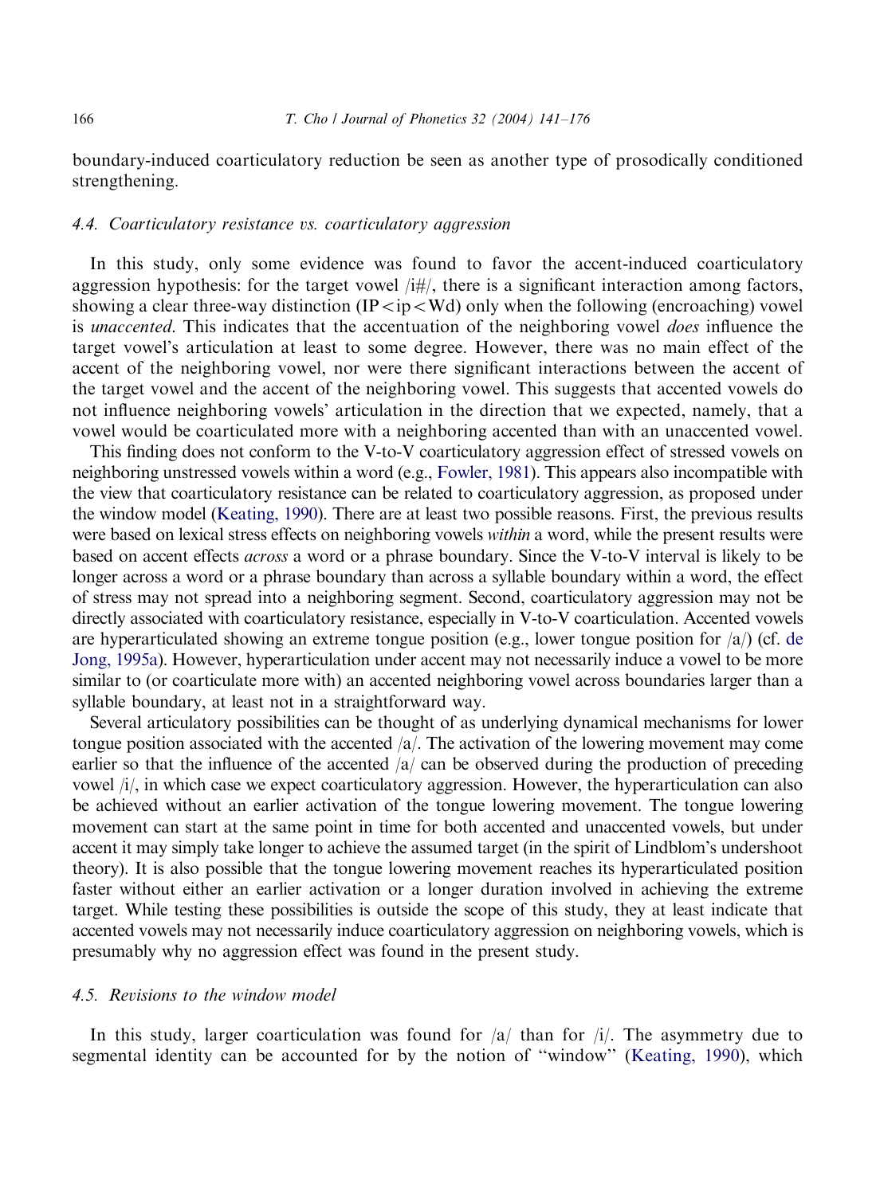boundary-induced coarticulatory reduction be seen as another type of prosodically conditioned strengthening.

### 4.4. Coarticulatory resistance vs. coarticulatory aggression

In this study, only some evidence was found to favor the accent-induced coarticulatory aggression hypothesis: for the target vowel /i#/, there is a significant interaction among factors, showing a clear three-way distinction (IP<ip<Wd) only when the following (encroaching) vowel is *unaccented*. This indicates that the accentuation of the neighboring vowel *does* influence the target vowel's articulation at least to some degree. However, there was no main effect of the accent of the neighboring vowel, nor were there significant interactions between the accent of the target vowel and the accent of the neighboring vowel. This suggests that accented vowels do not influence neighboring vowels' articulation in the direction that we expected, namely, that a vowel would be coarticulated more with a neighboring accented than with an unaccented vowel.

This finding does not conform to the V-to-V coarticulatory aggression effect of stressed vowels on neighboring unstressed vowels within a word (e.g., Fowler, 1981). This appears also incompatible with the view that coarticulatory resistance can be related to coarticulatory aggression, as proposed under the window model (Keating, 1990). There are at least two possible reasons. First, the previous results were based on lexical stress effects on neighboring vowels *within* a word, while the present results were based on accent effects *across* a word or a phrase boundary. Since the V-to-V interval is likely to be longer across a word or a phrase boundary than across a syllable boundary within a word, the effect of stress may not spread into a neighboring segment. Second, coarticulatory aggression may not be directly associated with coarticulatory resistance, especially in V-to-V coarticulation. Accented vowels are hyperarticulated showing an extreme tongue position (e.g., lower tongue position for /a/) (cf. de Jong, 1995a). However, hyperarticulation under accent may not necessarily induce a vowel to be more similar to (or coarticulate more with) an accented neighboring vowel across boundaries larger than a syllable boundary, at least not in a straightforward way.

Several articulatory possibilities can be thought of as underlying dynamical mechanisms for lower tongue position associated with the accented /a/. The activation of the lowering movement may come earlier so that the influence of the accented /a/ can be observed during the production of preceding vowel /i/, in which case we expect coarticulatory aggression. However, the hyperarticulation can also be achieved without an earlier activation of the tongue lowering movement. The tongue lowering movement can start at the same point in time for both accented and unaccented vowels, but under accent it may simply take longer to achieve the assumed target (in the spirit of Lindblom's undershoot theory). It is also possible that the tongue lowering movement reaches its hyperarticulated position faster without either an earlier activation or a longer duration involved in achieving the extreme target. While testing these possibilities is outside the scope of this study, they at least indicate that accented vowels may not necessarily induce coarticulatory aggression on neighboring vowels, which is presumably why no aggression effect was found in the present study.

### 4.5. Revisions to the window model

In this study, larger coarticulation was found for /a/ than for /i/. The asymmetry due to segmental identity can be accounted for by the notion of "window" (Keating, 1990), which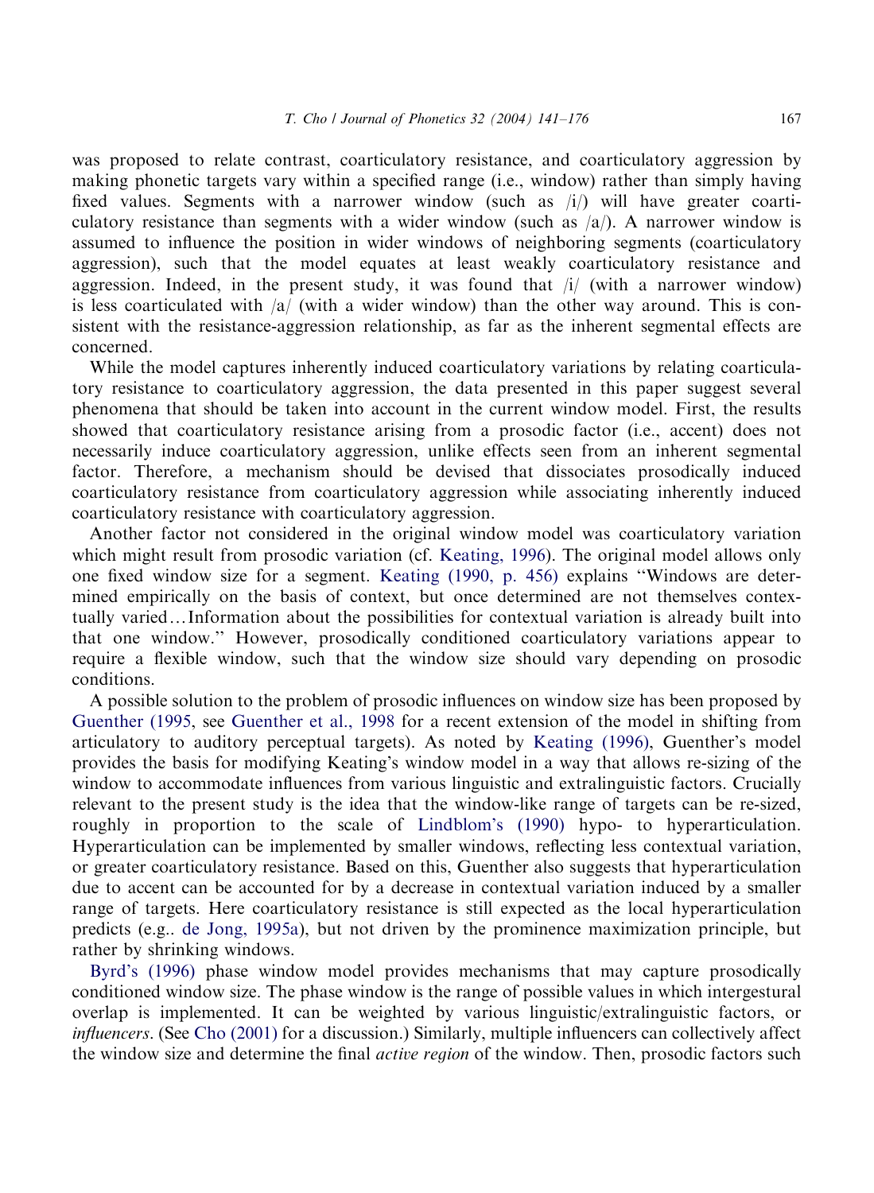was proposed to relate contrast, coarticulatory resistance, and coarticulatory aggression by making phonetic targets vary within a specified range (i.e., window) rather than simply having fixed values. Segments with a narrower window (such as /i/) will have greater coarticulatory resistance than segments with a wider window (such as /a/). A narrower window is assumed to influence the position in wider windows of neighboring segments (coarticulatory aggression), such that the model equates at least weakly coarticulatory resistance and aggression. Indeed, in the present study, it was found that /i/ (with a narrower window) is less coarticulated with /a/ (with a wider window) than the other way around. This is consistent with the resistance-aggression relationship, as far as the inherent segmental effects are concerned.

While the model captures inherently induced coarticulatory variations by relating coarticulatory resistance to coarticulatory aggression, the data presented in this paper suggest several phenomena that should be taken into account in the current window model. First, the results showed that coarticulatory resistance arising from a prosodic factor (i.e., accent) does not necessarily induce coarticulatory aggression, unlike effects seen from an inherent segmental factor. Therefore, a mechanism should be devised that dissociates prosodically induced coarticulatory resistance from coarticulatory aggression while associating inherently induced coarticulatory resistance with coarticulatory aggression.

Another factor not considered in the original window model was coarticulatory variation which might result from prosodic variation (cf. Keating, 1996). The original model allows only one fixed window size for a segment. Keating (1990, p. 456) explains "Windows are determined empirically on the basis of context, but once determined are not themselves contextually varied…Information about the possibilities for contextual variation is already built into that one window." However, prosodically conditioned coarticulatory variations appear to require a flexible window, such that the window size should vary depending on prosodic conditions.

A possible solution to the problem of prosodic influences on window size has been proposed by Guenther (1995, see Guenther et al., 1998 for a recent extension of the model in shifting from articulatory to auditory perceptual targets). As noted by Keating (1996), Guenther's model provides the basis for modifying Keating's window model in a way that allows re-sizing of the window to accommodate influences from various linguistic and extralinguistic factors. Crucially relevant to the present study is the idea that the window-like range of targets can be re-sized, roughly in proportion to the scale of Lindblom's (1990) hypo- to hyperarticulation. Hyperarticulation can be implemented by smaller windows, reflecting less contextual variation, or greater coarticulatory resistance. Based on this, Guenther also suggests that hyperarticulation due to accent can be accounted for by a decrease in contextual variation induced by a smaller range of targets. Here coarticulatory resistance is still expected as the local hyperarticulation predicts (e.g.. de Jong, 1995a), but not driven by the prominence maximization principle, but rather by shrinking windows.

Byrd's (1996) phase window model provides mechanisms that may capture prosodically conditioned window size. The phase window is the range of possible values in which intergestural overlap is implemented. It can be weighted by various linguistic/extralinguistic factors, or *influencers*. (See Cho (2001) for a discussion.) Similarly, multiple influencers can collectively affect the window size and determine the final *active region* of the window. Then, prosodic factors such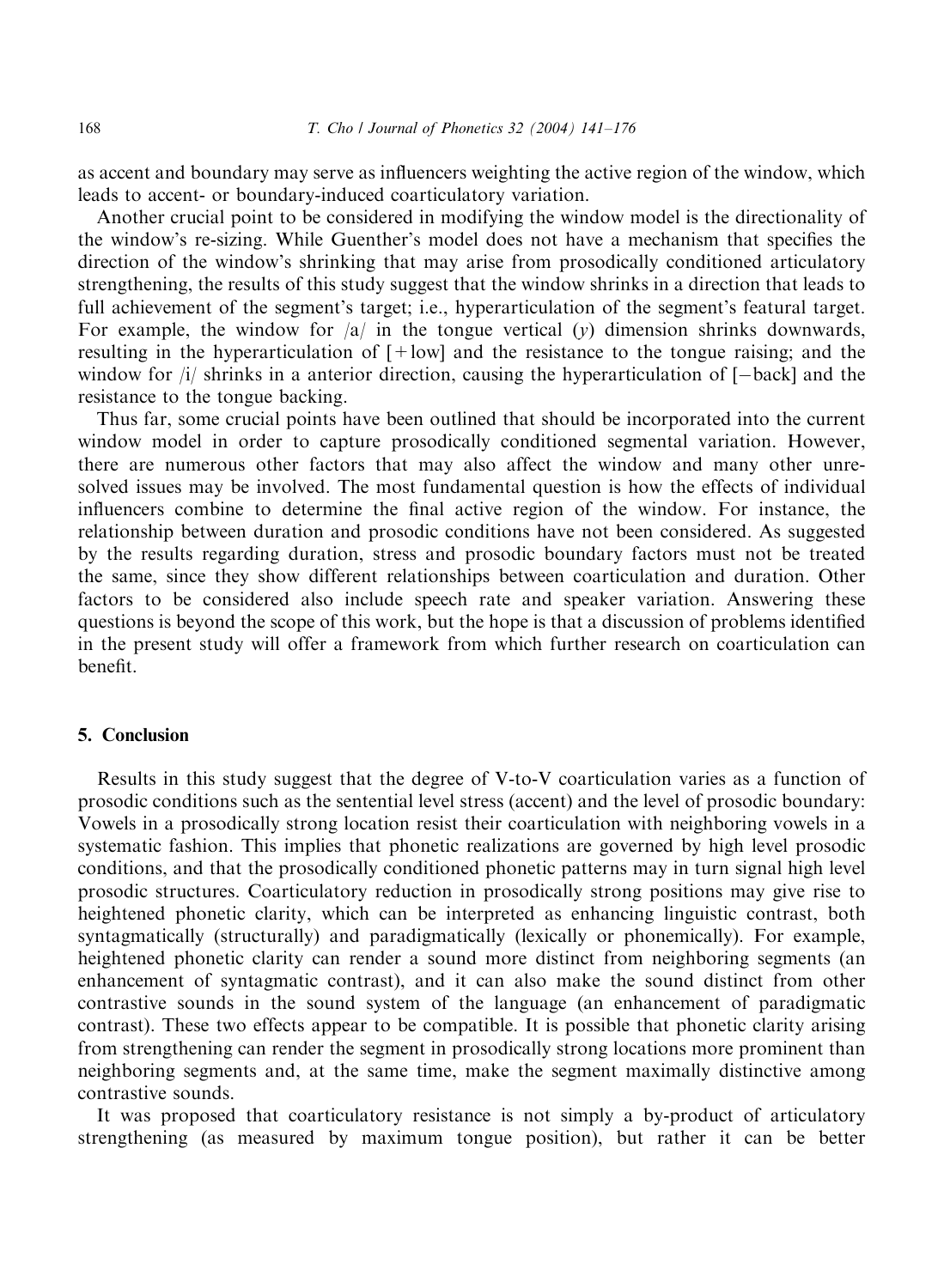as accent and boundary may serve as influencers weighting the active region of the window, which leads to accent- or boundary-induced coarticulatory variation.

Another crucial point to be considered in modifying the window model is the directionality of the window's re-sizing. While Guenther's model does not have a mechanism that specifies the direction of the window's shrinking that may arise from prosodically conditioned articulatory strengthening, the results of this study suggest that the window shrinks in a direction that leads to full achievement of the segment's target; i.e., hyperarticulation of the segment's featural target. For example, the window for /a/ in the tongue vertical ($y$) dimension shrinks downwards, resulting in the hyperarticulation of [+low] and the resistance to the tongue raising; and the window for /i/ shrinks in a anterior direction, causing the hyperarticulation of [−back] and the resistance to the tongue backing.

Thus far, some crucial points have been outlined that should be incorporated into the current window model in order to capture prosodically conditioned segmental variation. However, there are numerous other factors that may also affect the window and many other unresolved issues may be involved. The most fundamental question is how the effects of individual influencers combine to determine the final active region of the window. For instance, the relationship between duration and prosodic conditions have not been considered. As suggested by the results regarding duration, stress and prosodic boundary factors must not be treated the same, since they show different relationships between coarticulation and duration. Other factors to be considered also include speech rate and speaker variation. Answering these questions is beyond the scope of this work, but the hope is that a discussion of problems identified in the present study will offer a framework from which further research on coarticulation can benefit.

## 5. Conclusion

Results in this study suggest that the degree of V-to-V coarticulation varies as a function of prosodic conditions such as the sentential level stress (accent) and the level of prosodic boundary: Vowels in a prosodically strong location resist their coarticulation with neighboring vowels in a systematic fashion. This implies that phonetic realizations are governed by high level prosodic conditions, and that the prosodically conditioned phonetic patterns may in turn signal high level prosodic structures. Coarticulatory reduction in prosodically strong positions may give rise to heightened phonetic clarity, which can be interpreted as enhancing linguistic contrast, both syntagmatically (structurally) and paradigmatically (lexically or phonemically). For example, heightened phonetic clarity can render a sound more distinct from neighboring segments (an enhancement of syntagmatic contrast), and it can also make the sound distinct from other contrastive sounds in the sound system of the language (an enhancement of paradigmatic contrast). These two effects appear to be compatible. It is possible that phonetic clarity arising from strengthening can render the segment in prosodically strong locations more prominent than neighboring segments and, at the same time, make the segment maximally distinctive among contrastive sounds.

It was proposed that coarticulatory resistance is not simply a by-product of articulatory strengthening (as measured by maximum tongue position), but rather it can be better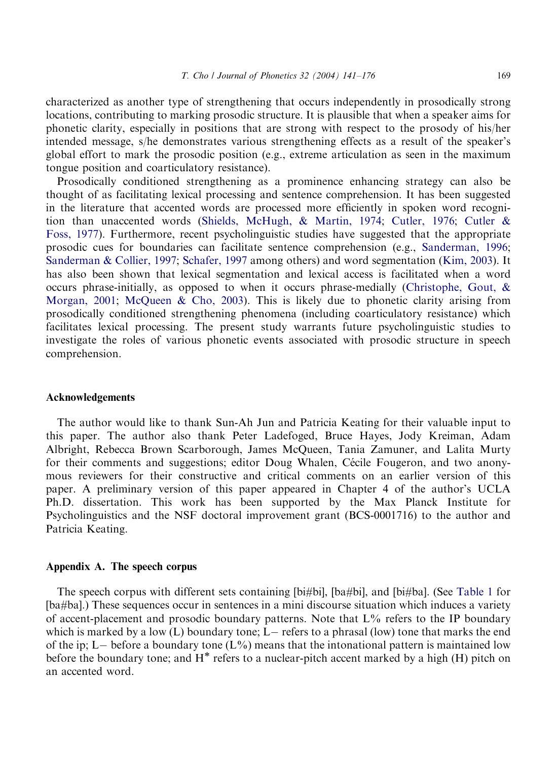characterized as another type of strengthening that occurs independently in prosodically strong locations, contributing to marking prosodic structure. It is plausible that when a speaker aims for phonetic clarity, especially in positions that are strong with respect to the prosody of his/her intended message, s/he demonstrates various strengthening effects as a result of the speaker's global effort to mark the prosodic position (e.g., extreme articulation as seen in the maximum tongue position and coarticulatory resistance).

Prosodically conditioned strengthening as a prominence enhancing strategy can also be thought of as facilitating lexical processing and sentence comprehension. It has been suggested in the literature that accented words are processed more efficiently in spoken word recognition than unaccented words (Shields, McHugh, & Martin, 1974; Cutler, 1976; Cutler & Foss, 1977). Furthermore, recent psycholinguistic studies have suggested that the appropriate prosodic cues for boundaries can facilitate sentence comprehension (e.g., Sanderman, 1996; Sanderman & Collier, 1997; Schafer, 1997 among others) and word segmentation (Kim, 2003). It has also been shown that lexical segmentation and lexical access is facilitated when a word occurs phrase-initially, as opposed to when it occurs phrase-medially (Christophe, Gout, & Morgan, 2001; McQueen & Cho, 2003). This is likely due to phonetic clarity arising from prosodically conditioned strengthening phenomena (including coarticulatory resistance) which facilitates lexical processing. The present study warrants future psycholinguistic studies to investigate the roles of various phonetic events associated with prosodic structure in speech comprehension.

## Acknowledgements

The author would like to thank Sun-Ah Jun and Patricia Keating for their valuable input to this paper. The author also thank Peter Ladefoged, Bruce Hayes, Jody Kreiman, Adam Albright, Rebecca Brown Scarborough, James McQueen, Tania Zamuner, and Lalita Murty for their comments and suggestions; editor Doug Whalen, Cécile Fougeron, and two anonymous reviewers for their constructive and critical comments on an earlier version of this paper. A preliminary version of this paper appeared in Chapter 4 of the author's UCLA Ph.D. dissertation. This work has been supported by the Max Planck Institute for Psycholinguistics and the NSF doctoral improvement grant (BCS-0001716) to the author and Patricia Keating.

## Appendix A. The speech corpus

The speech corpus with different sets containing [bi#bi], [ba#bi], and [bi#ba]. (See Table 1 for [ba#ba].) These sequences occur in sentences in a mini discourse situation which induces a variety of accent-placement and prosodic boundary patterns. Note that L% refers to the IP boundary which is marked by a low (L) boundary tone; L− refers to a phrasal (low) tone that marks the end of the ip; L− before a boundary tone (L%) means that the intonational pattern is maintained low before the boundary tone; and H* refers to a nuclear-pitch accent marked by a high (H) pitch on an accented word.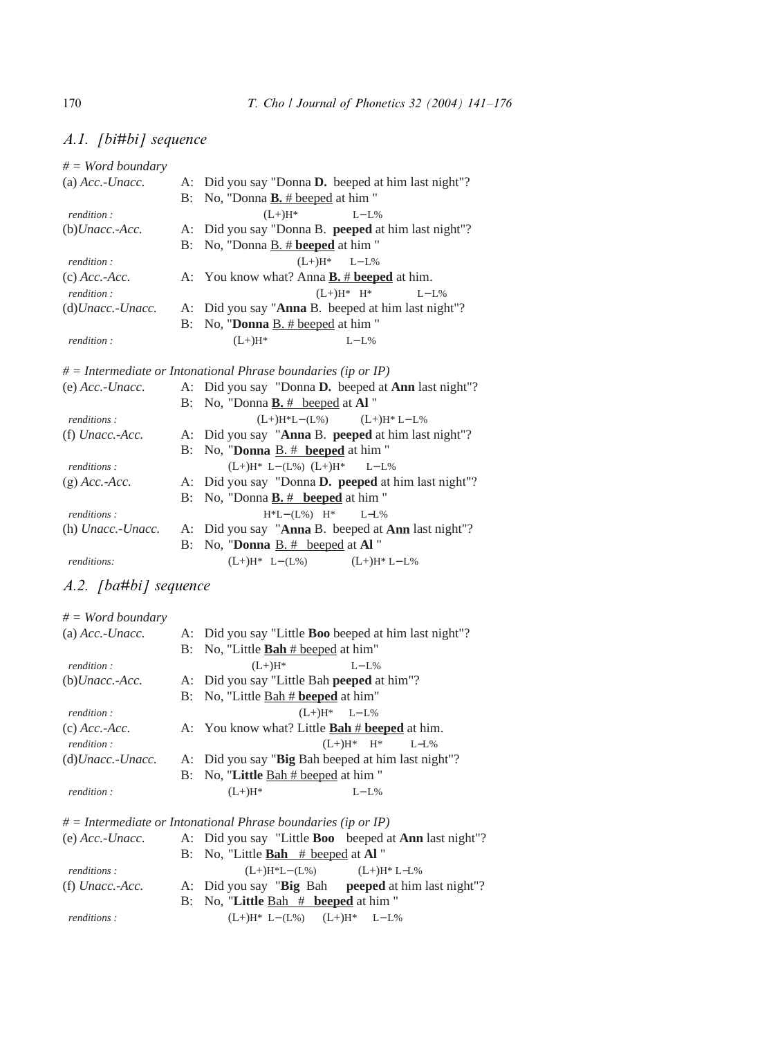### A.1. [bi#bi] sequence

*# = Word boundary*

(a) *Acc.-Unacc.*
A: Did you say "Donna **D.** beeped at him last night"?
B: No, "Donna **<u>B.</u>** # <u>beeped</u> at him "
*rendition :* (L+)H* L−L%

(b)*Unacc.-Acc.*
A: Did you say "Donna B. **peeped** at him last night"?
B: No, "Donna <u>B.</u> # **<u>beeped</u>** at him "
*rendition :* (L+)H* L−L%

(c) *Acc.-Acc.*
A: You know what? Anna **<u>B.</u>** # **<u>beeped</u>** at him.
*rendition :* (L+)H* H* L−L%

(d)*Unacc.-Unacc.*
A: Did you say "**Anna** B. beeped at him last night"?
B: No, "**Donna** <u>B.</u> # <u>beeped</u> at him "
*rendition :* (L+)H* L−L%

*# = Intermediate or Intonational Phrase boundaries (ip or IP)*

(e) *Acc.-Unacc.*
A: Did you say "Donna **D.** beeped at **Ann** last night"?
B: No, "Donna **<u>B.</u>** # <u>beeped</u> at **Al** "
*renditions :* (L+)H*L−(L%) (L+)H* L−L%

(f) *Unacc.-Acc.*
A: Did you say "**Anna** B. **peeped** at him last night"?
B: No, "**Donna** <u>B.</u> # **<u>beeped</u>** at him "
*renditions :* (L+)H* L−(L%) (L+)H* L−L%

(g) *Acc.-Acc.*
A: Did you say "Donna **D. peeped** at him last night"?
B: No, "Donna **<u>B.</u>** # **<u>beeped</u>** at him "
*renditions :* H*L−(L%) H* L−L%

(h) *Unacc.-Unacc.*
A: Did you say "**Anna** B. beeped at **Ann** last night"?
B: No, "**Donna** <u>B.</u> # <u>beeped</u> at **Al** "
*renditions:* (L+)H* L−(L%) (L+)H* L−L%

### A.2. [ba#bi] sequence

*# = Word boundary*

(a) *Acc.-Unacc.*
A: Did you say "Little **Boo** beeped at him last night"?
B: No, "Little **<u>Bah</u>** # <u>beeped</u> at him"
*rendition :* (L+)H* L−L%

(b)*Unacc.-Acc.*
A: Did you say "Little Bah **peeped** at him"?
B: No, "Little <u>Bah</u> # **<u>beeped</u>** at him"
*rendition :* (L+)H* L−L%

(c) *Acc.-Acc.*
A: You know what? Little **<u>Bah</u>** # **<u>beeped</u>** at him.
*rendition :* (L+)H* H* L−L%

(d)*Unacc.-Unacc.*
A: Did you say "**Big** Bah beeped at him last night"?
B: No, "**Little** <u>Bah</u> # <u>beeped</u> at him "
*rendition :* (L+)H* L−L%

*# = Intermediate or Intonational Phrase boundaries (ip or IP)*

(e) *Acc.-Unacc.*
A: Did you say "Little **Boo** beeped at **Ann** last night"?
B: No, "Little **<u>Bah</u>** # <u>beeped</u> at **Al** "
*renditions :* (L+)H*L−(L%) (L+)H* L−L%

(f) *Unacc.-Acc.*
A: Did you say "**Big** Bah **peeped** at him last night"?
B: No, "**Little** <u>Bah</u> # **<u>beeped</u>** at him "
*renditions :* (L+)H* L−(L%) (L+)H* L−L%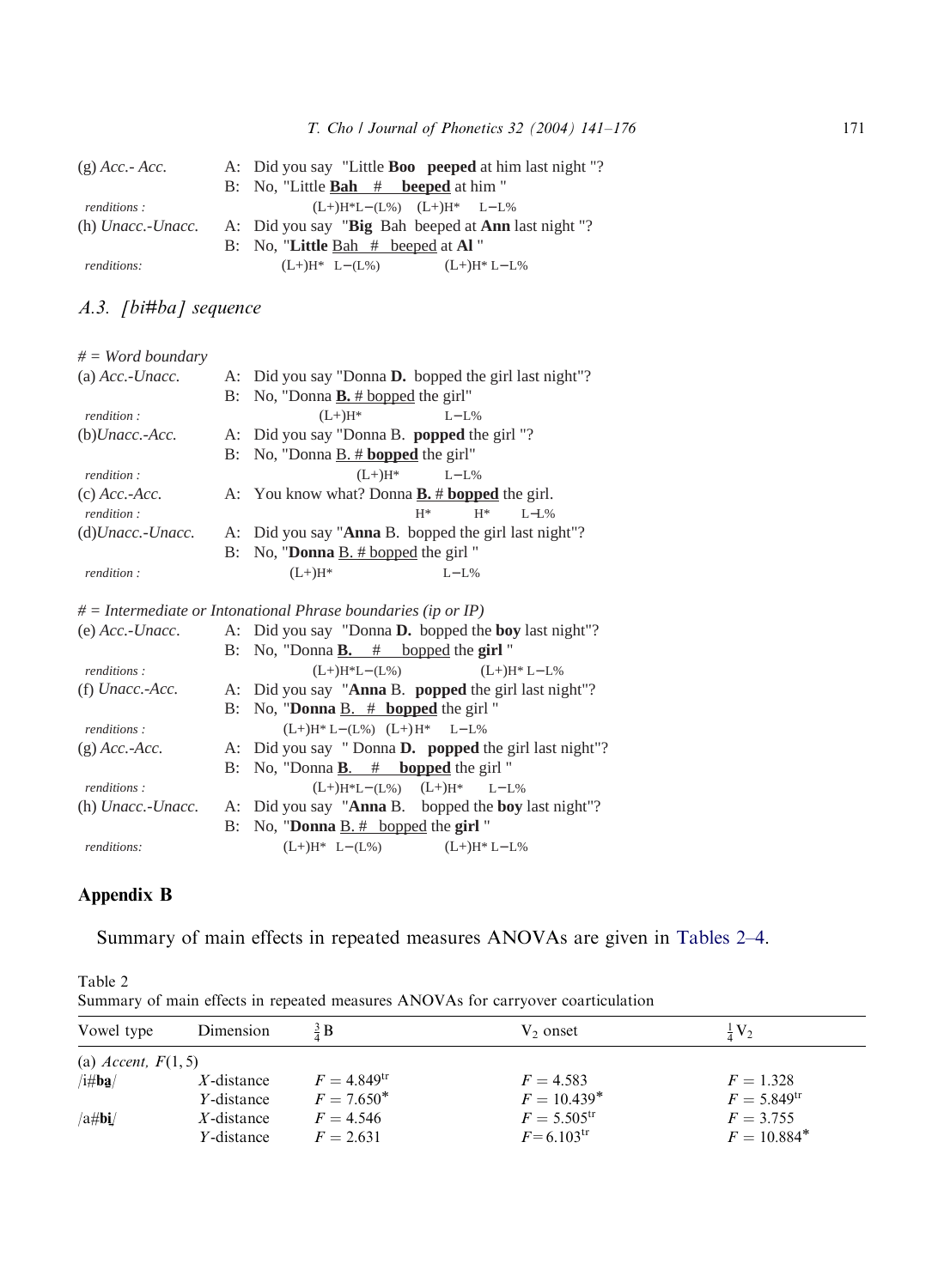(g) *Acc.- Acc.* A: Did you say "Little **Boo** **peeped** at him last night "?
B: No, "Little **<u>Bah</u>** # **<u>beeped</u>** at him "
*renditions :* (L+)H*L−(L%) (L+)H* L−L%

(h) *Unacc.-Unacc.* A: Did you say "**Big** Bah beeped at **Ann** last night "?
B: No, "**Little** <u>Bah</u> # <u>beeped</u> at **Al** "
*renditions:* (L+)H* L−(L%) (L+)H* L−L%

### *A.3. [bi#ba] sequence*

*# = Word boundary*

(a) *Acc.-Unacc.* A: Did you say "Donna **D.** bopped the girl last night"?
B: No, "Donna **<u>B.</u>** <u># bopped</u> the girl"
*rendition :* (L+)H* L−L%

(b) *Unacc.-Acc.* A: Did you say "Donna B. **popped** the girl "?
B: No, "Donna <u>B. #</u> **<u>bopped</u>** the girl"
*rendition :* (L+)H* L−L%

(c) *Acc.-Acc.* A: You know what? Donna **<u>B.</u>** <u>#</u> **<u>bopped</u>** the girl.
*rendition :* H* H* L−L%

(d) *Unacc.-Unacc.* A: Did you say "**Anna** B. bopped the girl last night"?
B: No, "**Donna** <u>B. # bopped</u> the girl "
*rendition :* (L+)H* L−L%

*# = Intermediate or Intonational Phrase boundaries (ip or IP)*

(e) *Acc.-Unacc.* A: Did you say "Donna **D.** bopped the **boy** last night"?
B: No, "Donna **<u>B.</u>** # <u>bopped</u> the **girl** "
*renditions :* (L+)H*L−(L%) (L+)H* L−L%

(f) *Unacc.-Acc.* A: Did you say "**Anna** B. **popped** the girl last night"?
B: No, "**Donna** <u>B.</u> # **<u>bopped</u>** the girl "
*renditions :* (L+)H* L−(L%) (L+)H* L−L%

(g) *Acc.-Acc.* A: Did you say " Donna **D.** **popped** the girl last night"?
B: No, "Donna **<u>B.</u>** # **<u>bopped</u>** the girl "
*renditions :* (L+)H*L−(L%) (L+)H* L−L%

(h) *Unacc.-Unacc.* A: Did you say "**Anna** B. bopped the **boy** last night"?
B: No, "**Donna** <u>B.</u> # <u>bopped</u> the **girl** "
*renditions:* (L+)H* L−(L%) (L+)H* L−L%

## Appendix B

Summary of main effects in repeated measures ANOVAs are given in Tables 2–4.

Table 2
Summary of main effects in repeated measures ANOVAs for carryover coarticulation

| Vowel type | Dimension | $\frac{3}{4}$B | $V_2$ onset | $\frac{1}{4}V_2$ |
|---|---|---|---|---|
| (a) *Accent*, $F(1,5)$ | | | | |
| /i#**b<u>a</u>**/ | $X$-distance | $F = 4.849^{tr}$ | $F = 4.583$ | $F = 1.328$ |
| | $Y$-distance | $F = 7.650^{*}$ | $F = 10.439^{*}$ | $F = 5.849^{tr}$ |
| /a#**b<u>i</u>**/ | $X$-distance | $F = 4.546$ | $F = 5.505^{tr}$ | $F = 3.755$ |
| | $Y$-distance | $F = 2.631$ | $F = 6.103^{tr}$ | $F = 10.884^{*}$ |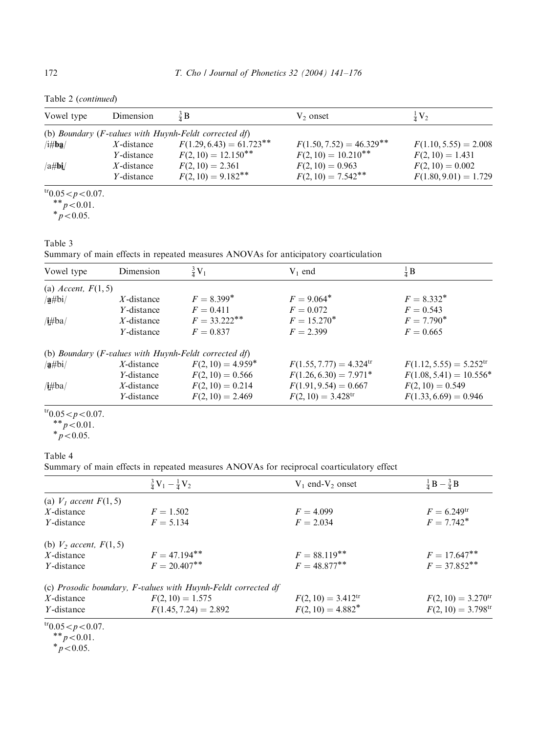Table 2 (*continued*)

| Vowel type | Dimension | $\frac{3}{4}$B | $V_2$ onset | $\frac{1}{4}V_2$ |
|---|---|---|---|---|
| (b) *Boundary* (*F-values with Huynh-Feldt corrected df*) | | | | |
| /i#**ba**/ | *X*-distance | $F(1.29, 6.43) = 61.723^{**}$ | $F(1.50, 7.52) = 46.329^{**}$ | $F(1.10, 5.55) = 2.008$ |
| | *Y*-distance | $F(2, 10) = 12.150^{**}$ | $F(2, 10) = 10.210^{**}$ | $F(2, 10) = 1.431$ |
| /a#**bi**/ | *X*-distance | $F(2, 10) = 2.361$ | $F(2, 10) = 0.963$ | $F(2, 10) = 0.002$ |
| | *Y*-distance | $F(2, 10) = 9.182^{**}$ | $F(2, 10) = 7.542^{**}$ | $F(1.80, 9.01) = 1.729$ |

$^{tr}0.05 < p < 0.07$.
$^{**}p < 0.01$.
$^{*}p < 0.05$.

Table 3
Summary of main effects in repeated measures ANOVAs for anticipatory coarticulation

| Vowel type | Dimension | $\frac{3}{4}V_1$ | $V_1$ end | $\frac{1}{4}$B |
|---|---|---|---|---|
| (a) *Accent*, $F(1, 5)$ | | | | |
| /**a**#bi/ | *X*-distance | $F = 8.399^{*}$ | $F = 9.064^{*}$ | $F = 8.332^{*}$ |
| | *Y*-distance | $F = 0.411$ | $F = 0.072$ | $F = 0.543$ |
| /**i**#ba/ | *X*-distance | $F = 33.222^{**}$ | $F = 15.270^{*}$ | $F = 7.790^{*}$ |
| | *Y*-distance | $F = 0.837$ | $F = 2.399$ | $F = 0.665$ |
| (b) *Boundary* (*F-values with Huynh-Feldt corrected df*) | | | | |
| /**a**#bi/ | *X*-distance | $F(2, 10) = 4.959^{*}$ | $F(1.55, 7.77) = 4.324^{tr}$ | $F(1.12, 5.55) = 5.252^{tr}$ |
| | *Y*-distance | $F(2, 10) = 0.566$ | $F(1.26, 6.30) = 7.971^{*}$ | $F(1.08, 5.41) = 10.556^{*}$ |
| /**i**#ba/ | *X*-distance | $F(2, 10) = 0.214$ | $F(1.91, 9.54) = 0.667$ | $F(2, 10) = 0.549$ |
| | *Y*-distance | $F(2, 10) = 2.469$ | $F(2, 10) = 3.428^{tr}$ | $F(1.33, 6.69) = 0.946$ |

$^{tr}0.05 < p < 0.07$.
$^{**}p < 0.01$.
$^{*}p < 0.05$.

Table 4
Summary of main effects in repeated measures ANOVAs for reciprocal coarticulatory effect

| | $\frac{3}{4}V_1 - \frac{1}{4}V_2$ | $V_1$ end-$V_2$ onset | $\frac{1}{4}\text{B} - \frac{3}{4}\text{B}$ |
|---|---|---|---|
| (a) *$V_1$ accent* $F(1, 5)$ | | | |
| *X*-distance | $F = 1.502$ | $F = 4.099$ | $F = 6.249^{tr}$ |
| *Y*-distance | $F = 5.134$ | $F = 2.034$ | $F = 7.742^{*}$ |
| (b) *$V_2$ accent*, $F(1, 5)$ | | | |
| *X*-distance | $F = 47.194^{**}$ | $F = 88.119^{**}$ | $F = 17.647^{**}$ |
| *Y*-distance | $F = 20.407^{**}$ | $F = 48.877^{**}$ | $F = 37.852^{**}$ |
| (c) *Prosodic boundary, F-values with Huynh-Feldt corrected df* | | | |
| *X*-distance | $F(2, 10) = 1.575$ | $F(2, 10) = 3.412^{tr}$ | $F(2, 10) = 3.270^{tr}$ |
| *Y*-distance | $F(1.45, 7.24) = 2.892$ | $F(2, 10) = 4.882^{*}$ | $F(2, 10) = 3.798^{tr}$ |

$^{tr}0.05 < p < 0.07$.
$^{**}p < 0.01$.
$^{*}p < 0.05$.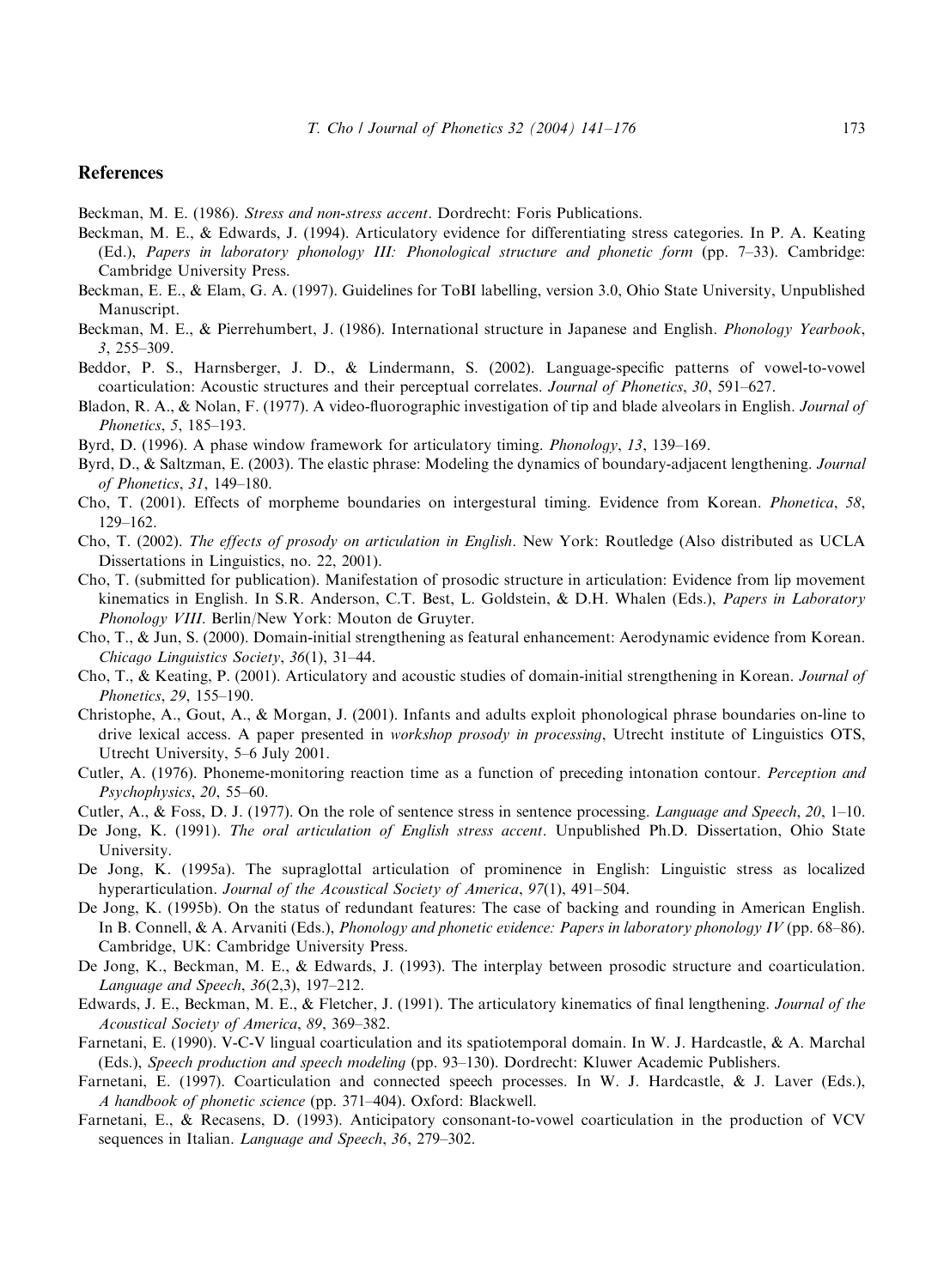## References

Beckman, M. E. (1986). *Stress and non-stress accent*. Dordrecht: Foris Publications.

Beckman, M. E., & Edwards, J. (1994). Articulatory evidence for differentiating stress categories. In P. A. Keating (Ed.), *Papers in laboratory phonology III: Phonological structure and phonetic form* (pp. 7–33). Cambridge: Cambridge University Press.

Beckman, E. E., & Elam, G. A. (1997). Guidelines for ToBI labelling, version 3.0, Ohio State University, Unpublished Manuscript.

Beckman, M. E., & Pierrehumbert, J. (1986). International structure in Japanese and English. *Phonology Yearbook*, *3*, 255–309.

Beddor, P. S., Harnsberger, J. D., & Lindermann, S. (2002). Language-specific patterns of vowel-to-vowel coarticulation: Acoustic structures and their perceptual correlates. *Journal of Phonetics*, *30*, 591–627.

Bladon, R. A., & Nolan, F. (1977). A video-fluorographic investigation of tip and blade alveolars in English. *Journal of Phonetics*, *5*, 185–193.

Byrd, D. (1996). A phase window framework for articulatory timing. *Phonology*, *13*, 139–169.

Byrd, D., & Saltzman, E. (2003). The elastic phrase: Modeling the dynamics of boundary-adjacent lengthening. *Journal of Phonetics*, *31*, 149–180.

Cho, T. (2001). Effects of morpheme boundaries on intergestural timing. Evidence from Korean. *Phonetica*, *58*, 129–162.

Cho, T. (2002). *The effects of prosody on articulation in English*. New York: Routledge (Also distributed as UCLA Dissertations in Linguistics, no. 22, 2001).

Cho, T. (submitted for publication). Manifestation of prosodic structure in articulation: Evidence from lip movement kinematics in English. In S.R. Anderson, C.T. Best, L. Goldstein, & D.H. Whalen (Eds.), *Papers in Laboratory Phonology VIII*. Berlin/New York: Mouton de Gruyter.

Cho, T., & Jun, S. (2000). Domain-initial strengthening as featural enhancement: Aerodynamic evidence from Korean. *Chicago Linguistics Society*, *36*(1), 31–44.

Cho, T., & Keating, P. (2001). Articulatory and acoustic studies of domain-initial strengthening in Korean. *Journal of Phonetics*, *29*, 155–190.

Christophe, A., Gout, A., & Morgan, J. (2001). Infants and adults exploit phonological phrase boundaries on-line to drive lexical access. A paper presented in *workshop prosody in processing*, Utrecht institute of Linguistics OTS, Utrecht University, 5–6 July 2001.

Cutler, A. (1976). Phoneme-monitoring reaction time as a function of preceding intonation contour. *Perception and Psychophysics*, *20*, 55–60.

Cutler, A., & Foss, D. J. (1977). On the role of sentence stress in sentence processing. *Language and Speech*, *20*, 1–10.

De Jong, K. (1991). *The oral articulation of English stress accent*. Unpublished Ph.D. Dissertation, Ohio State University.

De Jong, K. (1995a). The supraglottal articulation of prominence in English: Linguistic stress as localized hyperarticulation. *Journal of the Acoustical Society of America*, *97*(1), 491–504.

De Jong, K. (1995b). On the status of redundant features: The case of backing and rounding in American English. In B. Connell, & A. Arvaniti (Eds.), *Phonology and phonetic evidence: Papers in laboratory phonology IV* (pp. 68–86). Cambridge, UK: Cambridge University Press.

De Jong, K., Beckman, M. E., & Edwards, J. (1993). The interplay between prosodic structure and coarticulation. *Language and Speech*, *36*(2,3), 197–212.

Edwards, J. E., Beckman, M. E., & Fletcher, J. (1991). The articulatory kinematics of final lengthening. *Journal of the Acoustical Society of America*, *89*, 369–382.

Farnetani, E. (1990). V-C-V lingual coarticulation and its spatiotemporal domain. In W. J. Hardcastle, & A. Marchal (Eds.), *Speech production and speech modeling* (pp. 93–130). Dordrecht: Kluwer Academic Publishers.

Farnetani, E. (1997). Coarticulation and connected speech processes. In W. J. Hardcastle, & J. Laver (Eds.), *A handbook of phonetic science* (pp. 371–404). Oxford: Blackwell.

Farnetani, E., & Recasens, D. (1993). Anticipatory consonant-to-vowel coarticulation in the production of VCV sequences in Italian. *Language and Speech*, *36*, 279–302.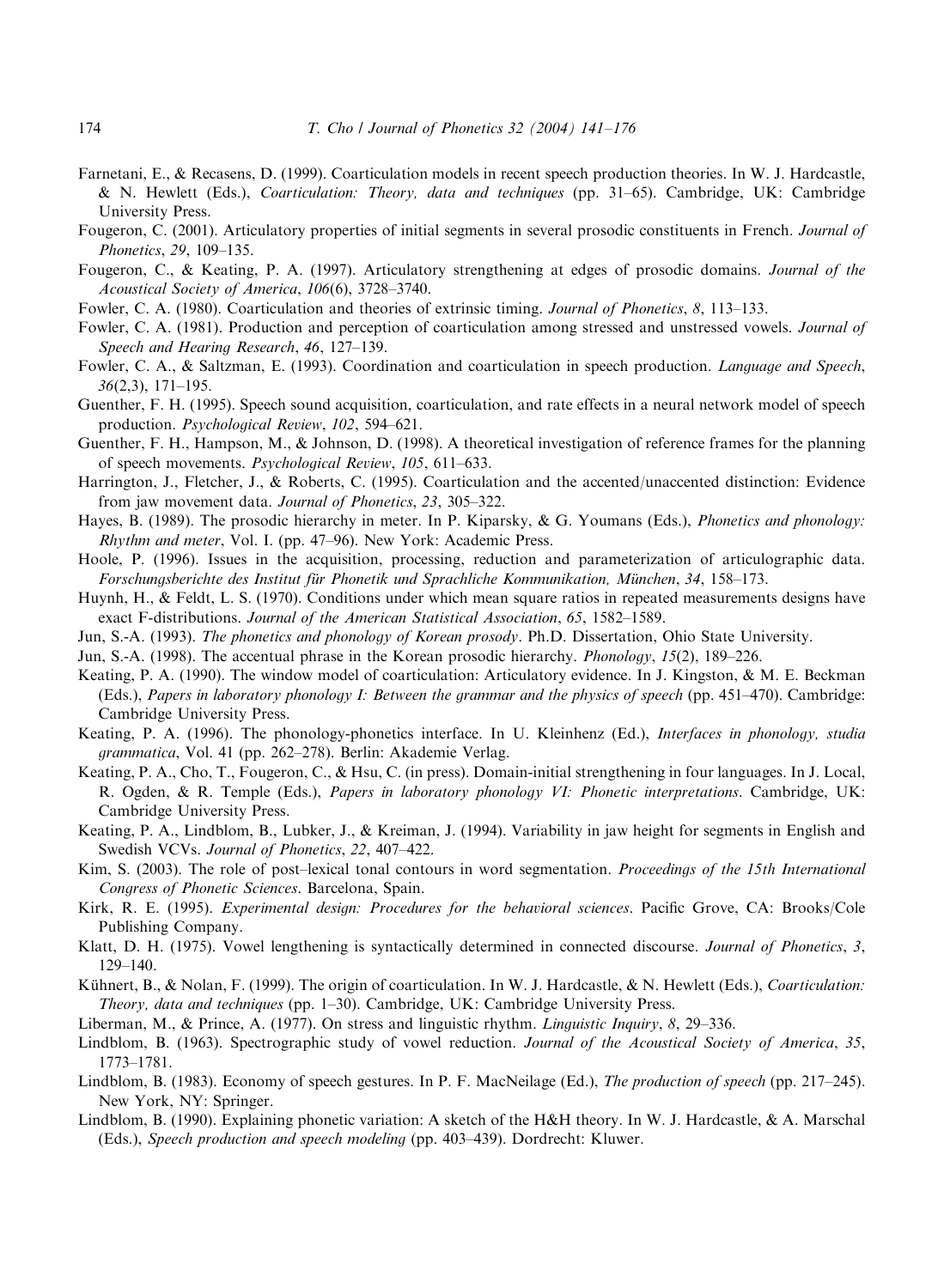Farnetani, E., & Recasens, D. (1999). Coarticulation models in recent speech production theories. In W. J. Hardcastle, & N. Hewlett (Eds.), *Coarticulation: Theory, data and techniques* (pp. 31–65). Cambridge, UK: Cambridge University Press.

Fougeron, C. (2001). Articulatory properties of initial segments in several prosodic constituents in French. *Journal of Phonetics*, *29*, 109–135.

Fougeron, C., & Keating, P. A. (1997). Articulatory strengthening at edges of prosodic domains. *Journal of the Acoustical Society of America*, *106*(6), 3728–3740.

Fowler, C. A. (1980). Coarticulation and theories of extrinsic timing. *Journal of Phonetics*, *8*, 113–133.

Fowler, C. A. (1981). Production and perception of coarticulation among stressed and unstressed vowels. *Journal of Speech and Hearing Research*, *46*, 127–139.

Fowler, C. A., & Saltzman, E. (1993). Coordination and coarticulation in speech production. *Language and Speech*, *36*(2,3), 171–195.

Guenther, F. H. (1995). Speech sound acquisition, coarticulation, and rate effects in a neural network model of speech production. *Psychological Review*, *102*, 594–621.

Guenther, F. H., Hampson, M., & Johnson, D. (1998). A theoretical investigation of reference frames for the planning of speech movements. *Psychological Review*, *105*, 611–633.

Harrington, J., Fletcher, J., & Roberts, C. (1995). Coarticulation and the accented/unaccented distinction: Evidence from jaw movement data. *Journal of Phonetics*, *23*, 305–322.

Hayes, B. (1989). The prosodic hierarchy in meter. In P. Kiparsky, & G. Youmans (Eds.), *Phonetics and phonology: Rhythm and meter*, Vol. I. (pp. 47–96). New York: Academic Press.

Hoole, P. (1996). Issues in the acquisition, processing, reduction and parameterization of articulographic data. *Forschungsberichte des Institut für Phonetik und Sprachliche Kommunikation, München*, *34*, 158–173.

Huynh, H., & Feldt, L. S. (1970). Conditions under which mean square ratios in repeated measurements designs have exact F-distributions. *Journal of the American Statistical Association*, *65*, 1582–1589.

Jun, S.-A. (1993). *The phonetics and phonology of Korean prosody*. Ph.D. Dissertation, Ohio State University.

Jun, S.-A. (1998). The accentual phrase in the Korean prosodic hierarchy. *Phonology*, *15*(2), 189–226.

Keating, P. A. (1990). The window model of coarticulation: Articulatory evidence. In J. Kingston, & M. E. Beckman (Eds.), *Papers in laboratory phonology I: Between the grammar and the physics of speech* (pp. 451–470). Cambridge: Cambridge University Press.

Keating, P. A. (1996). The phonology-phonetics interface. In U. Kleinhenz (Ed.), *Interfaces in phonology, studia grammatica*, Vol. 41 (pp. 262–278). Berlin: Akademie Verlag.

Keating, P. A., Cho, T., Fougeron, C., & Hsu, C. (in press). Domain-initial strengthening in four languages. In J. Local, R. Ogden, & R. Temple (Eds.), *Papers in laboratory phonology VI: Phonetic interpretations*. Cambridge, UK: Cambridge University Press.

Keating, P. A., Lindblom, B., Lubker, J., & Kreiman, J. (1994). Variability in jaw height for segments in English and Swedish VCVs. *Journal of Phonetics*, *22*, 407–422.

Kim, S. (2003). The role of post–lexical tonal contours in word segmentation. *Proceedings of the 15th International Congress of Phonetic Sciences*. Barcelona, Spain.

Kirk, R. E. (1995). *Experimental design: Procedures for the behavioral sciences*. Pacific Grove, CA: Brooks/Cole Publishing Company.

Klatt, D. H. (1975). Vowel lengthening is syntactically determined in connected discourse. *Journal of Phonetics*, *3*, 129–140.

Kühnert, B., & Nolan, F. (1999). The origin of coarticulation. In W. J. Hardcastle, & N. Hewlett (Eds.), *Coarticulation: Theory, data and techniques* (pp. 1–30). Cambridge, UK: Cambridge University Press.

Liberman, M., & Prince, A. (1977). On stress and linguistic rhythm. *Linguistic Inquiry*, *8*, 29–336.

Lindblom, B. (1963). Spectrographic study of vowel reduction. *Journal of the Acoustical Society of America*, *35*, 1773–1781.

Lindblom, B. (1983). Economy of speech gestures. In P. F. MacNeilage (Ed.), *The production of speech* (pp. 217–245). New York, NY: Springer.

Lindblom, B. (1990). Explaining phonetic variation: A sketch of the H&H theory. In W. J. Hardcastle, & A. Marschal (Eds.), *Speech production and speech modeling* (pp. 403–439). Dordrecht: Kluwer.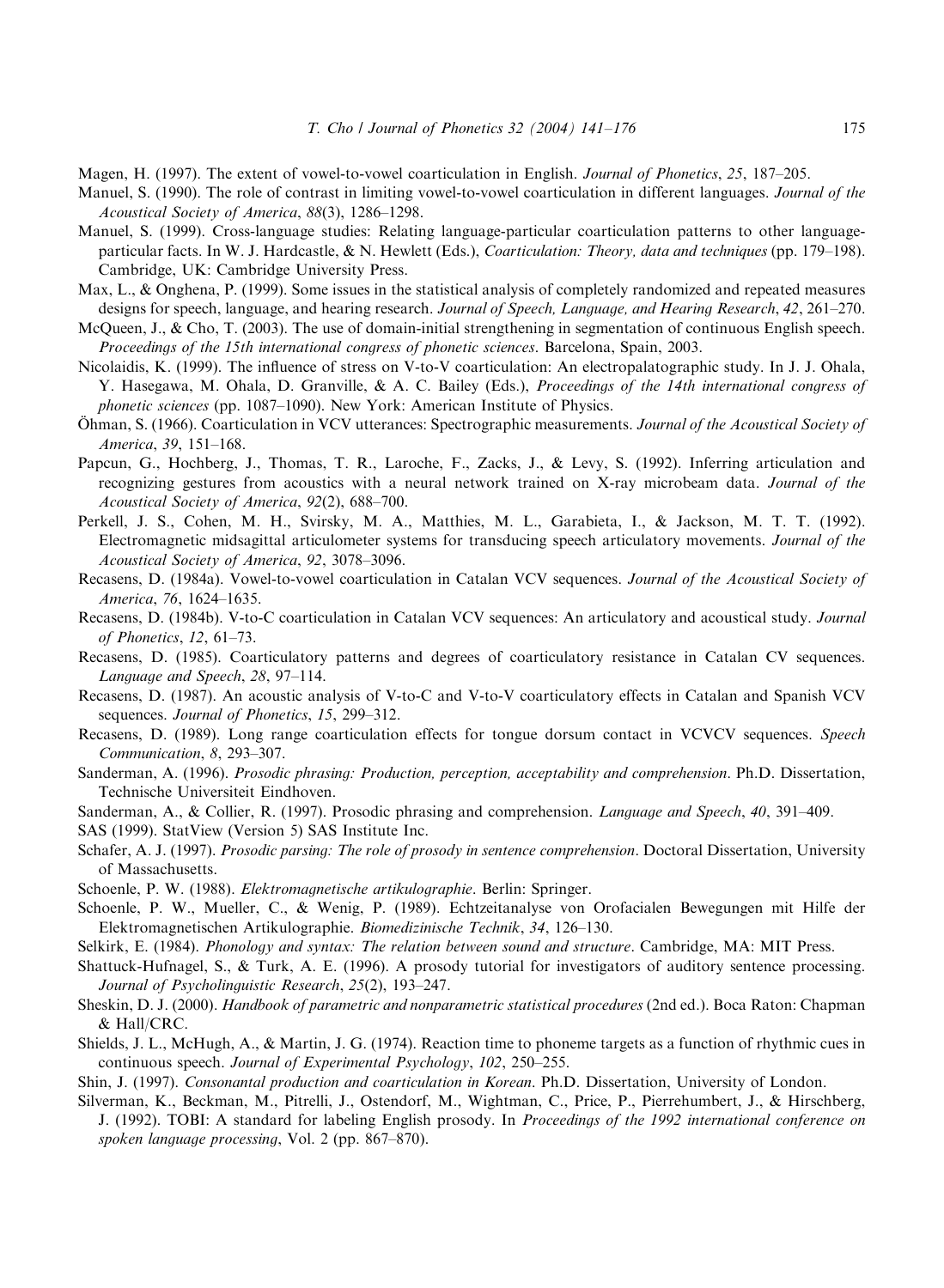Magen, H. (1997). The extent of vowel-to-vowel coarticulation in English. *Journal of Phonetics*, *25*, 187–205.

Manuel, S. (1990). The role of contrast in limiting vowel-to-vowel coarticulation in different languages. *Journal of the Acoustical Society of America*, *88*(3), 1286–1298.

Manuel, S. (1999). Cross-language studies: Relating language-particular coarticulation patterns to other language-particular facts. In W. J. Hardcastle, & N. Hewlett (Eds.), *Coarticulation: Theory, data and techniques* (pp. 179–198). Cambridge, UK: Cambridge University Press.

Max, L., & Onghena, P. (1999). Some issues in the statistical analysis of completely randomized and repeated measures designs for speech, language, and hearing research. *Journal of Speech, Language, and Hearing Research*, *42*, 261–270.

McQueen, J., & Cho, T. (2003). The use of domain-initial strengthening in segmentation of continuous English speech. *Proceedings of the 15th international congress of phonetic sciences*. Barcelona, Spain, 2003.

Nicolaidis, K. (1999). The influence of stress on V-to-V coarticulation: An electropalatographic study. In J. J. Ohala, Y. Hasegawa, M. Ohala, D. Granville, & A. C. Bailey (Eds.), *Proceedings of the 14th international congress of phonetic sciences* (pp. 1087–1090). New York: American Institute of Physics.

Öhman, S. (1966). Coarticulation in VCV utterances: Spectrographic measurements. *Journal of the Acoustical Society of America*, *39*, 151–168.

Papcun, G., Hochberg, J., Thomas, T. R., Laroche, F., Zacks, J., & Levy, S. (1992). Inferring articulation and recognizing gestures from acoustics with a neural network trained on X-ray microbeam data. *Journal of the Acoustical Society of America*, *92*(2), 688–700.

Perkell, J. S., Cohen, M. H., Svirsky, M. A., Matthies, M. L., Garabieta, I., & Jackson, M. T. T. (1992). Electromagnetic midsagittal articulometer systems for transducing speech articulatory movements. *Journal of the Acoustical Society of America*, *92*, 3078–3096.

Recasens, D. (1984a). Vowel-to-vowel coarticulation in Catalan VCV sequences. *Journal of the Acoustical Society of America*, *76*, 1624–1635.

Recasens, D. (1984b). V-to-C coarticulation in Catalan VCV sequences: An articulatory and acoustical study. *Journal of Phonetics*, *12*, 61–73.

Recasens, D. (1985). Coarticulatory patterns and degrees of coarticulatory resistance in Catalan CV sequences. *Language and Speech*, *28*, 97–114.

Recasens, D. (1987). An acoustic analysis of V-to-C and V-to-V coarticulatory effects in Catalan and Spanish VCV sequences. *Journal of Phonetics*, *15*, 299–312.

Recasens, D. (1989). Long range coarticulation effects for tongue dorsum contact in VCVCV sequences. *Speech Communication*, *8*, 293–307.

Sanderman, A. (1996). *Prosodic phrasing: Production, perception, acceptability and comprehension*. Ph.D. Dissertation, Technische Universiteit Eindhoven.

Sanderman, A., & Collier, R. (1997). Prosodic phrasing and comprehension. *Language and Speech*, *40*, 391–409.

SAS (1999). StatView (Version 5) SAS Institute Inc.

Schafer, A. J. (1997). *Prosodic parsing: The role of prosody in sentence comprehension*. Doctoral Dissertation, University of Massachusetts.

Schoenle, P. W. (1988). *Elektromagnetische artikulographie*. Berlin: Springer.

Schoenle, P. W., Mueller, C., & Wenig, P. (1989). Echtzeitanalyse von Orofacialen Bewegungen mit Hilfe der Elektromagnetischen Artikulographie. *Biomedizinische Technik*, *34*, 126–130.

Selkirk, E. (1984). *Phonology and syntax: The relation between sound and structure*. Cambridge, MA: MIT Press.

Shattuck-Hufnagel, S., & Turk, A. E. (1996). A prosody tutorial for investigators of auditory sentence processing. *Journal of Psycholinguistic Research*, *25*(2), 193–247.

Sheskin, D. J. (2000). *Handbook of parametric and nonparametric statistical procedures* (2nd ed.). Boca Raton: Chapman & Hall/CRC.

Shields, J. L., McHugh, A., & Martin, J. G. (1974). Reaction time to phoneme targets as a function of rhythmic cues in continuous speech. *Journal of Experimental Psychology*, *102*, 250–255.

Shin, J. (1997). *Consonantal production and coarticulation in Korean*. Ph.D. Dissertation, University of London.

Silverman, K., Beckman, M., Pitrelli, J., Ostendorf, M., Wightman, C., Price, P., Pierrehumbert, J., & Hirschberg, J. (1992). TOBI: A standard for labeling English prosody. In *Proceedings of the 1992 international conference on spoken language processing*, Vol. 2 (pp. 867–870).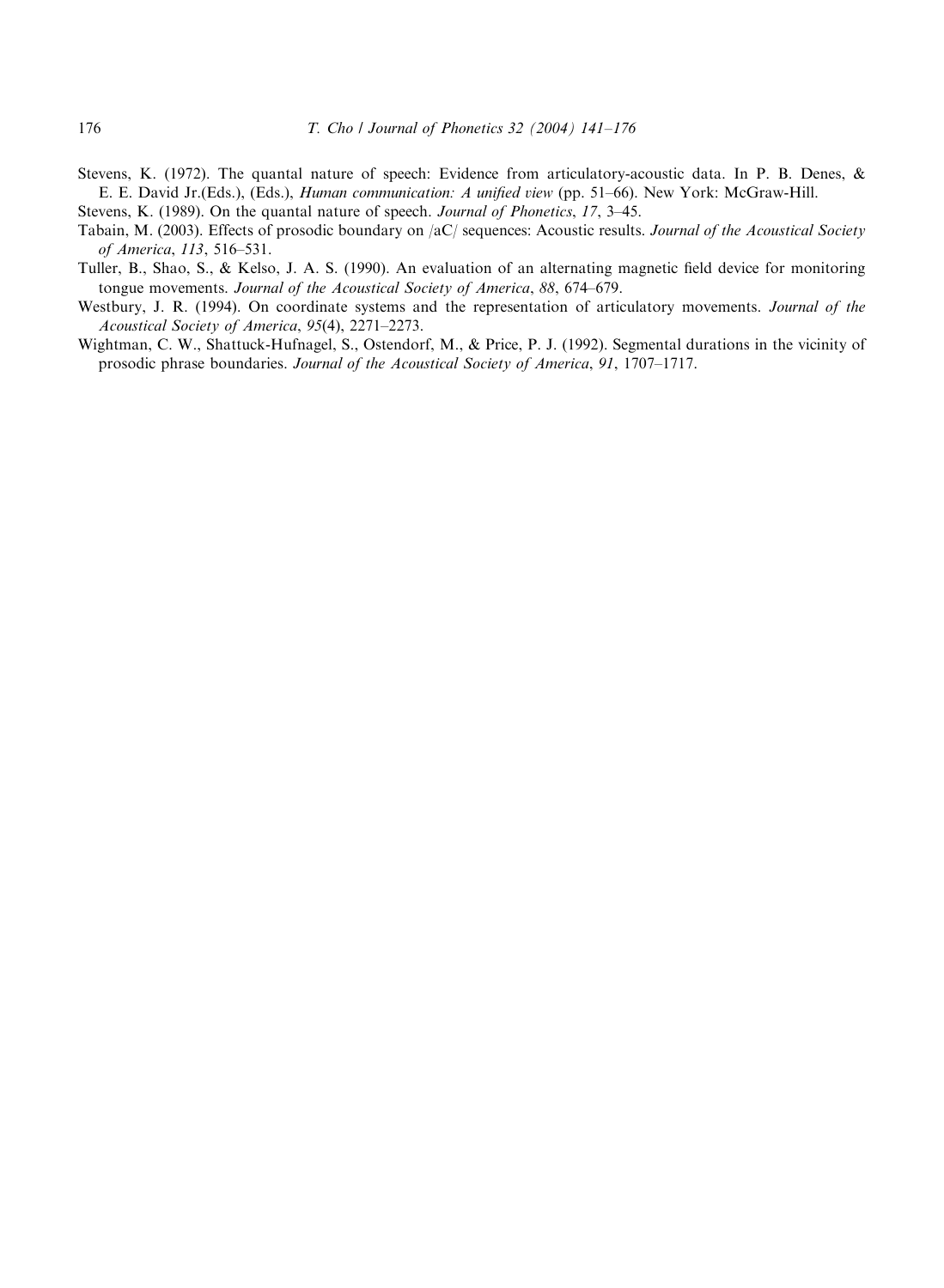Stevens, K. (1972). The quantal nature of speech: Evidence from articulatory-acoustic data. In P. B. Denes, & E. E. David Jr.(Eds.), (Eds.), *Human communication: A unified view* (pp. 51–66). New York: McGraw-Hill.

Stevens, K. (1989). On the quantal nature of speech. *Journal of Phonetics*, *17*, 3–45.

Tabain, M. (2003). Effects of prosodic boundary on /aC/ sequences: Acoustic results. *Journal of the Acoustical Society of America*, *113*, 516–531.

Tuller, B., Shao, S., & Kelso, J. A. S. (1990). An evaluation of an alternating magnetic field device for monitoring tongue movements. *Journal of the Acoustical Society of America*, *88*, 674–679.

Westbury, J. R. (1994). On coordinate systems and the representation of articulatory movements. *Journal of the Acoustical Society of America*, *95*(4), 2271–2273.

Wightman, C. W., Shattuck-Hufnagel, S., Ostendorf, M., & Price, P. J. (1992). Segmental durations in the vicinity of prosodic phrase boundaries. *Journal of the Acoustical Society of America*, *91*, 1707–1717.